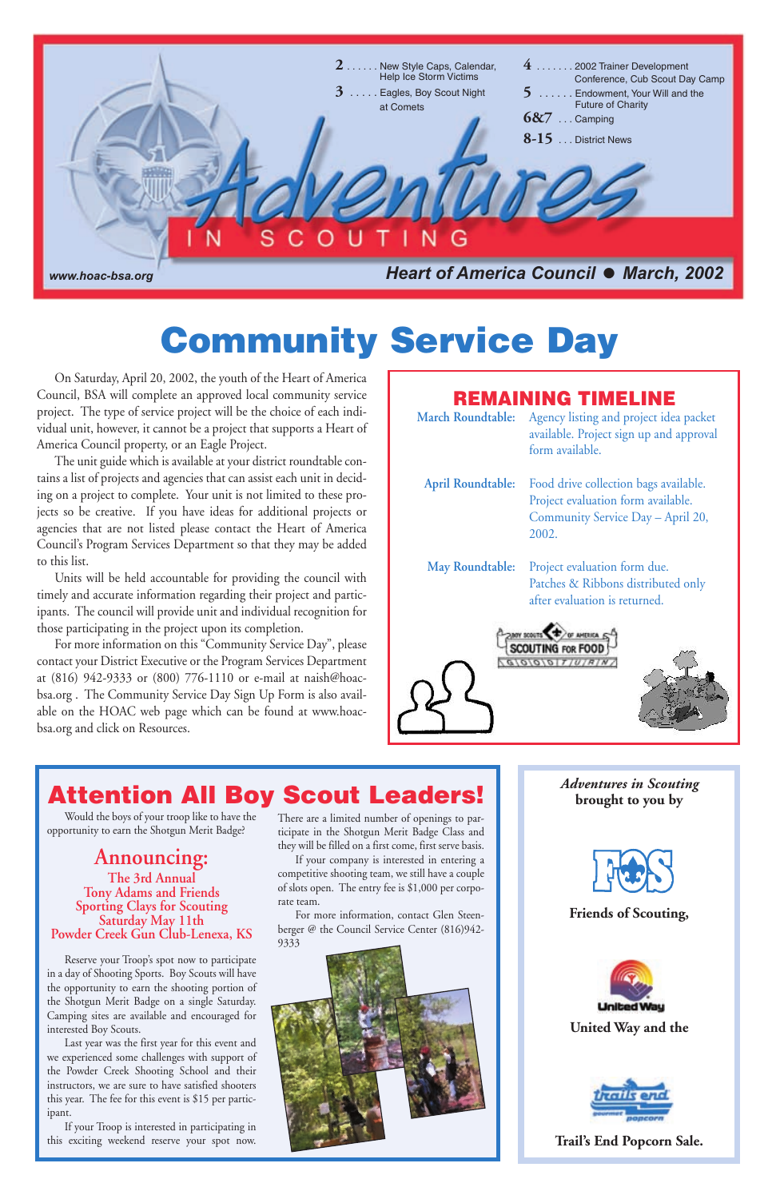# Adventures IN SCOUTING

www.hoac-bsa.org

Heart of America Council ● March, 2002

2 . . . . . . New Style Caps, Calendar, Help Ice Storm Victims
3 . . . . . Eagles, Boy Scout Night at Comets
4 . . . . . . . 2002 Trainer Development Conference, Cub Scout Day Camp
5 . . . . . . Endowment, Your Will and the Future of Charity
6&7 . . . Camping
8-15 . . . District News

# Community Service Day

On Saturday, April 20, 2002, the youth of the Heart of America Council, BSA will complete an approved local community service project. The type of service project will be the choice of each individual unit, however, it cannot be a project that supports a Heart of America Council property, or an Eagle Project.

The unit guide which is available at your district roundtable contains a list of projects and agencies that can assist each unit in deciding on a project to complete. Your unit is not limited to these projects so be creative. If you have ideas for additional projects or agencies that are not listed please contact the Heart of America Council's Program Services Department so that they may be added to this list.

Units will be held accountable for providing the council with timely and accurate information regarding their project and participants. The council will provide unit and individual recognition for those participating in the project upon its completion.

For more information on this "Community Service Day", please contact your District Executive or the Program Services Department at (816) 942-9333 or (800) 776-1110 or e-mail at naish@hoac-bsa.org . The Community Service Day Sign Up Form is also available on the HOAC web page which can be found at www.hoac-bsa.org and click on Resources.

## REMAINING TIMELINE

**March Roundtable:** Agency listing and project idea packet available. Project sign up and approval form available.

**April Roundtable:** Food drive collection bags available. Project evaluation form available. Community Service Day – April 20, 2002.

**May Roundtable:** Project evaluation form due. Patches & Ribbons distributed only after evaluation is returned.

Boy Scouts of America SCOUTING FOR FOOD GOOD TURN

# Attention All Boy Scout Leaders!

Would the boys of your troop like to have the opportunity to earn the Shotgun Merit Badge?

## Announcing:

**The 3rd Annual Tony Adams and Friends Sporting Clays for Scouting Saturday May 11th Powder Creek Gun Club-Lenexa, KS**

Reserve your Troop's spot now to participate in a day of Shooting Sports. Boy Scouts will have the opportunity to earn the shooting portion of the Shotgun Merit Badge on a single Saturday. Camping sites are available and encouraged for interested Boy Scouts.

Last year was the first year for this event and we experienced some challenges with support of the Powder Creek Shooting School and their instructors, we are sure to have satisfied shooters this year. The fee for this event is $15 per participant.

If your Troop is interested in participating in this exciting weekend reserve your spot now. There are a limited number of openings to participate in the Shotgun Merit Badge Class and they will be filled on a first come, first serve basis.

If your company is interested in entering a competitive shooting team, we still have a couple of slots open. The entry fee is $1,000 per corporate team.

For more information, contact Glen Steenberger @ the Council Service Center (816)942-9333

*Adventures in Scouting* **brought to you by**

**Friends of Scouting,**

**United Way and the**

**Trail's End Popcorn Sale.**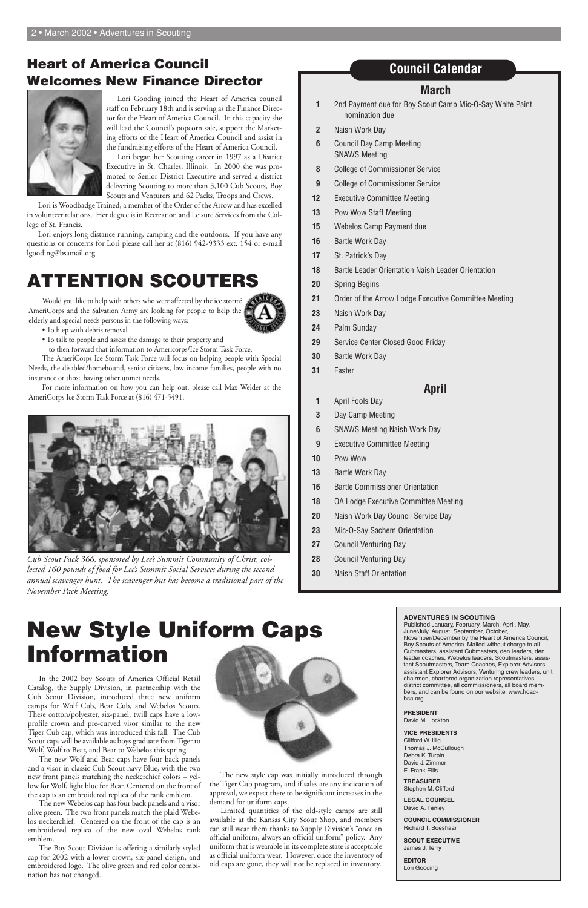## Heart of America Council Welcomes New Finance Director

Lori Gooding joined the Heart of America council staff on February 18th and is serving as the Finance Director for the Heart of America Council. In this capacity she will lead the Council's popcorn sale, support the Marketing efforts of the Heart of America Council and assist in the fundraising efforts of the Heart of America Council.

Lori began her Scouting career in 1997 as a District Executive in St. Charles, Illinois. In 2000 she was promoted to Senior District Executive and served a district delivering Scouting to more than 3,100 Cub Scouts, Boy Scouts and Venturers and 62 Packs, Troops and Crews.

Lori is Woodbadge Trained, a member of the Order of the Arrow and has excelled in volunteer relations. Her degree is in Recreation and Leisure Services from the College of St. Francis.

Lori enjoys long distance running, camping and the outdoors. If you have any questions or concerns for Lori please call her at (816) 942-9333 ext. 154 or e-mail lgooding@bsamail.org.

# ATTENTION SCOUTERS

Would you like to help with others who were affected by the ice storm? AmeriCorps and the Salvation Army are looking for people to help the elderly and special needs persons in the following ways:

- To hlep with debris removal
- To talk to people and assess the damage to their property and to then forward that information to Americorps/Ice Storm Task Force.

The AmeriCorps Ice Storm Task Force will focus on helping people with Special Needs, the disabled/homebound, senior citizens, low income families, people with no insurance or those having other unmet needs.

For more information on how you can help out, please call Max Weider at the AmeriCorps Ice Storm Task Force at (816) 471-5491.

*Cub Scout Pack 366, sponsored by Lee's Summit Community of Christ, collected 160 pounds of food for Lee's Summit Social Services during the second annual scavenger hunt. The scavenger hut has become a traditional part of the November Pack Meeting.*

## Council Calendar

### March

| | |
|---|---|
| **1** | 2nd Payment due for Boy Scout Camp Mic-O-Say White Paint nomination due |
| **2** | Naish Work Day |
| **6** | Council Day Camp Meeting SNAWS Meeting |
| **8** | College of Commissioner Service |
| **9** | College of Commissioner Service |
| **12** | Executive Committee Meeting |
| **13** | Pow Wow Staff Meeting |
| **15** | Webelos Camp Payment due |
| **16** | Bartle Work Day |
| **17** | St. Patrick's Day |
| **18** | Bartle Leader Orientation Naish Leader Orientation |
| **20** | Spring Begins |
| **21** | Order of the Arrow Lodge Executive Committee Meeting |
| **23** | Naish Work Day |
| **24** | Palm Sunday |
| **29** | Service Center Closed Good Friday |
| **30** | Bartle Work Day |
| **31** | Easter |

### April

| | |
|---|---|
| **1** | April Fools Day |
| **3** | Day Camp Meeting |
| **6** | SNAWS Meeting Naish Work Day |
| **9** | Executive Committee Meeting |
| **10** | Pow Wow |
| **13** | Bartle Work Day |
| **16** | Bartle Commissioner Orientation |
| **18** | OA Lodge Executive Committee Meeting |
| **20** | Naish Work Day Council Service Day |
| **23** | Mic-O-Say Sachem Orientation |
| **27** | Council Venturing Day |
| **28** | Council Venturing Day |
| **30** | Naish Staff Orientation |

# New Style Uniform Caps Information

In the 2002 boy Scouts of America Official Retail Catalog, the Supply Division, in partnership with the Cub Scout Division, introduced three new uniform camps for Wolf Cub, Bear Cub, and Webelos Scouts. These cotton/polyester, six-panel, twill caps have a low-profile crown and pre-curved visor similar to the new Tiger Cub cap, which was introduced this fall. The Cub Scout caps will be available as boys graduate from Tiger to Wolf, Wolf to Bear, and Bear to Webelos this spring.

The new Wolf and Bear caps have four back panels and a visor in classic Cub Scout navy Blue, with the two new front panels matching the neckerchief colors – yellow for Wolf, light blue for Bear. Centered on the front of the cap is an embroidered replica of the rank emblem.

The new Webelos cap has four back panels and a visor olive green. The two front panels match the plaid Webelos neckerchief. Centered on the front of the cap is an embroidered replica of the new oval Webelos rank emblem.

The Boy Scout Division is offering a similarly styled cap for 2002 with a lower crown, six-panel design, and embroidered logo. The olive green and red color combination has not changed.

The new style cap was initially introduced through the Tiger Cub program, and if sales are any indication of approval, we expect there to be significant increases in the demand for uniform caps.

Limited quantities of the old-style camps are still available at the Kansas City Scout Shop, and members can still wear them thanks to Supply Division's "once an official uniform, always an official uniform" policy. Any uniform that is wearable in its complete state is acceptable as official uniform wear. However, once the inventory of old caps are gone, they will not be replaced in inventory.

**ADVENTURES IN SCOUTING**
Published January, February, March, April, May, June/July, August, September, October, November/December by the Heart of America Council, Boy Scouts of America. Mailed without charge to all Cubmasters, assistant Cubmasters, den leaders, den leader coaches, Webelos leaders, Scoutmasters, assistant Scoutmasters, Team Coaches, Explorer Advisors, assistant Explorer Advisors, Venturing crew leaders, unit chairmen, chartered organization representatives, district committee, all commissioners, all board members, and can be found on our website, www.hoac-bsa.org

**PRESIDENT**
David M. Lockton

**VICE PRESIDENTS**
Clifford W. Illig
Thomas J. McCullough
Debra K. Turpin
David J. Zimmer
E. Frank Ellis

**TREASURER**
Stephen M. Clifford

**LEGAL COUNSEL**
David A. Fenley

**COUNCIL COMMISSIONER**
Richard T. Boeshaar

**SCOUT EXECUTIVE**
James J. Terry

**EDITOR**
Lori Gooding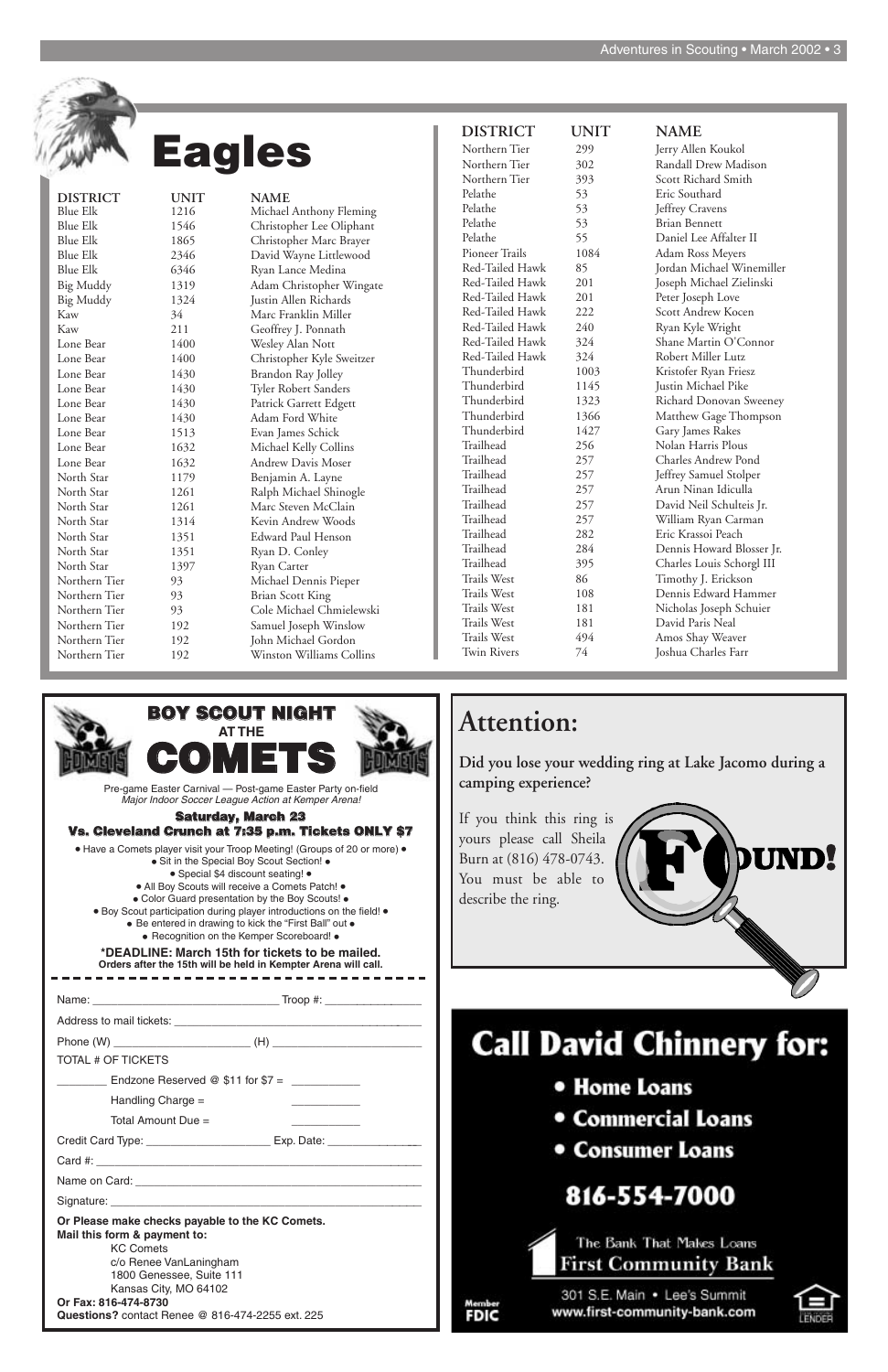# Eagles

| DISTRICT | UNIT | NAME |
|---|---|---|
| Blue Elk | 1216 | Michael Anthony Fleming |
| Blue Elk | 1546 | Christopher Lee Oliphant |
| Blue Elk | 1865 | Christopher Marc Brayer |
| Blue Elk | 2346 | David Wayne Littlewood |
| Blue Elk | 6346 | Ryan Lance Medina |
| Big Muddy | 1319 | Adam Christopher Wingate |
| Big Muddy | 1324 | Justin Allen Richards |
| Kaw | 34 | Marc Franklin Miller |
| Kaw | 211 | Geoffrey J. Ponnath |
| Lone Bear | 1400 | Wesley Alan Nott |
| Lone Bear | 1400 | Christopher Kyle Sweitzer |
| Lone Bear | 1430 | Brandon Ray Jolley |
| Lone Bear | 1430 | Tyler Robert Sanders |
| Lone Bear | 1430 | Patrick Garrett Edgett |
| Lone Bear | 1430 | Adam Ford White |
| Lone Bear | 1513 | Evan James Schick |
| Lone Bear | 1632 | Michael Kelly Collins |
| Lone Bear | 1632 | Andrew Davis Moser |
| North Star | 1179 | Benjamin A. Layne |
| North Star | 1261 | Ralph Michael Shinogle |
| North Star | 1261 | Marc Steven McClain |
| North Star | 1314 | Kevin Andrew Woods |
| North Star | 1351 | Edward Paul Henson |
| North Star | 1351 | Ryan D. Conley |
| North Star | 1397 | Ryan Carter |
| Northern Tier | 93 | Michael Dennis Pieper |
| Northern Tier | 93 | Brian Scott King |
| Northern Tier | 93 | Cole Michael Chmielewski |
| Northern Tier | 192 | Samuel Joseph Winslow |
| Northern Tier | 192 | John Michael Gordon |
| Northern Tier | 192 | Winston Williams Collins |
| Northern Tier | 299 | Jerry Allen Koukol |
| Northern Tier | 302 | Randall Drew Madison |
| Northern Tier | 393 | Scott Richard Smith |
| Pelathe | 53 | Eric Southard |
| Pelathe | 53 | Jeffrey Cravens |
| Pelathe | 53 | Brian Bennett |
| Pelathe | 55 | Daniel Lee Affalter II |
| Pioneer Trails | 1084 | Adam Ross Meyers |
| Red-Tailed Hawk | 85 | Jordan Michael Winemiller |
| Red-Tailed Hawk | 201 | Joseph Michael Zielinski |
| Red-Tailed Hawk | 201 | Peter Joseph Love |
| Red-Tailed Hawk | 222 | Scott Andrew Kocen |
| Red-Tailed Hawk | 240 | Ryan Kyle Wright |
| Red-Tailed Hawk | 324 | Shane Martin O'Connor |
| Red-Tailed Hawk | 324 | Robert Miller Lutz |
| Thunderbird | 1003 | Kristofer Ryan Friesz |
| Thunderbird | 1145 | Justin Michael Pike |
| Thunderbird | 1323 | Richard Donovan Sweeney |
| Thunderbird | 1366 | Matthew Gage Thompson |
| Thunderbird | 1427 | Gary James Rakes |
| Trailhead | 256 | Nolan Harris Plous |
| Trailhead | 257 | Charles Andrew Pond |
| Trailhead | 257 | Jeffrey Samuel Stolper |
| Trailhead | 257 | Arun Ninan Idiculla |
| Trailhead | 257 | David Neil Schulteis Jr. |
| Trailhead | 257 | William Ryan Carman |
| Trailhead | 282 | Eric Krassoi Peach |
| Trailhead | 284 | Dennis Howard Blosser Jr. |
| Trailhead | 395 | Charles Louis Schorgl III |
| Trails West | 86 | Timothy J. Erickson |
| Trails West | 108 | Dennis Edward Hammer |
| Trails West | 181 | Nicholas Joseph Schuier |
| Trails West | 181 | David Paris Neal |
| Trails West | 494 | Amos Shay Weaver |
| Twin Rivers | 74 | Joshua Charles Farr |

## BOY SCOUT NIGHT AT THE COMETS

Pre-game Easter Carnival — Post-game Easter Party on-field
*Major Indoor Soccer League Action at Kemper Arena!*

**Saturday, March 23**
**Vs. Cleveland Crunch at 7:35 p.m. Tickets ONLY $7**

- Have a Comets player visit your Troop Meeting! (Groups of 20 or more)
- Sit in the Special Boy Scout Section!
- Special $4 discount seating!
- All Boy Scouts will receive a Comets Patch!
- Color Guard presentation by the Boy Scouts!
- Boy Scout participation during player introductions on the field!
- Be entered in drawing to kick the "First Ball" out
- Recognition on the Kemper Scoreboard!

**\*DEADLINE: March 15th for tickets to be mailed.**
**Orders after the 15th will be held in Kempter Arena will call.**

Name: ______________________ Troop #: ______________

Address to mail tickets: ______________________________

Phone (W) ____________________ (H) ____________________

TOTAL # OF TICKETS

________ Endzone Reserved @ $11 for $7 = __________

Handling Charge = __________

Total Amount Due = __________

Credit Card Type: __________________ Exp. Date: ______________

Card #: ____________________________________________

Name on Card: ______________________________________

Signature: __________________________________________

**Or Please make checks payable to the KC Comets.**
**Mail this form & payment to:**
KC Comets
c/o Renee VanLaningham
1800 Genessee, Suite 111
Kansas City, MO 64102
**Or Fax: 816-474-8730**
**Questions?** contact Renee @ 816-474-2255 ext. 225

## Attention:

**Did you lose your wedding ring at Lake Jacomo during a camping experience?**

If you think this ring is yours please call Sheila Burn at (816) 478-0743. You must be able to describe the ring.

FOUND!

## Call David Chinnery for:

- Home Loans
- Commercial Loans
- Consumer Loans

**816-554-7000**

The Bank That Makes Loans
First Community Bank

301 S.E. Main • Lee's Summit
www.first-community-bank.com

Member FDIC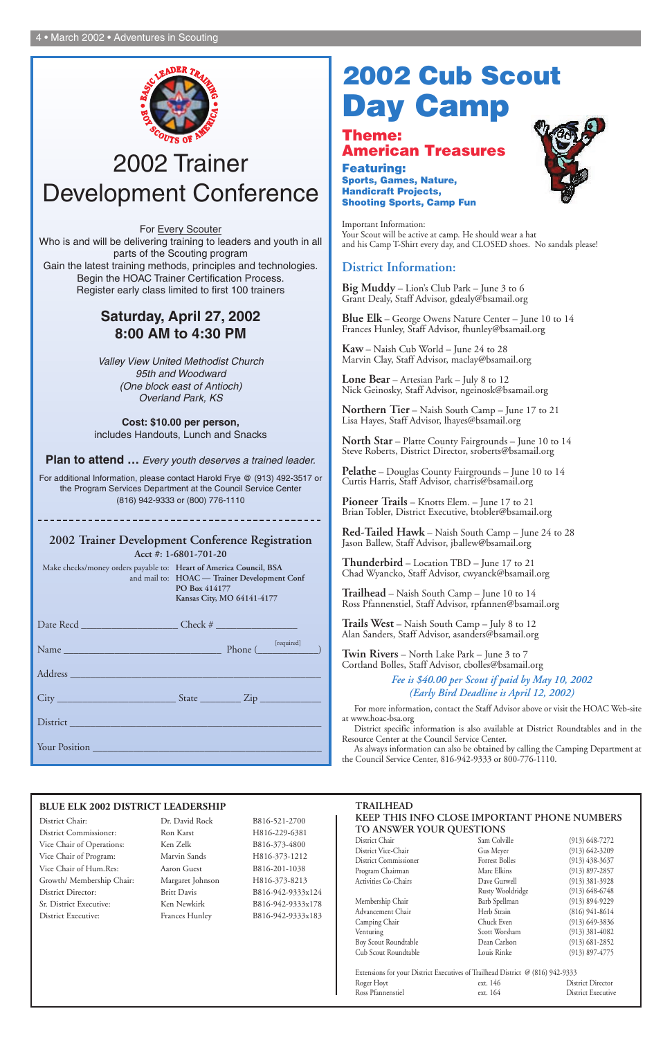# 2002 Trainer Development Conference

For Every Scouter
Who is and will be delivering training to leaders and youth in all parts of the Scouting program
Gain the latest training methods, principles and technologies.
Begin the HOAC Trainer Certification Process.
Register early class limited to first 100 trainers

**Saturday, April 27, 2002**
**8:00 AM to 4:30 PM**

*Valley View United Methodist Church*
*95th and Woodward*
*(One block east of Antioch)*
*Overland Park, KS*

**Cost: $10.00 per person,**
includes Handouts, Lunch and Snacks

**Plan to attend …** *Every youth deserves a trained leader.*

For additional Information, please contact Harold Frye @ (913) 492-3517 or the Program Services Department at the Council Service Center (816) 942-9333 or (800) 776-1110

## 2002 Trainer Development Conference Registration

**Acct #: 1-6801-701-20**

Make checks/money orders payable to: **Heart of America Council, BSA**
and mail to: **HOAC — Trainer Development Conf**
**PO Box 414177**
**Kansas City, MO 64141-4177**

Date Recd ________________ Check # ________________

Name ______________________________ Phone (__________) [required]

Address ______________________________

City ________________ State ________ Zip ________

District ______________________________

Your Position ______________________________

# 2002 Cub Scout Day Camp

## Theme: American Treasures

**Featuring:**
**Sports, Games, Nature, Handicraft Projects, Shooting Sports, Camp Fun**

Important Information:
Your Scout will be active at camp. He should wear a hat and his Camp T-Shirt every day, and CLOSED shoes. No sandals please!

## District Information:

**Big Muddy** – Lion's Club Park – June 3 to 6
Grant Dealy, Staff Advisor, gdealy@bsamail.org

**Blue Elk** – George Owens Nature Center – June 10 to 14
Frances Hunley, Staff Advisor, fhunley@bsamail.org

**Kaw** – Naish Cub World – June 24 to 28
Marvin Clay, Staff Advisor, maclay@bsamail.org

**Lone Bear** – Artesian Park – July 8 to 12
Nick Geinosky, Staff Advisor, ngeinosk@bsamail.org

**Northern Tier** – Naish South Camp – June 17 to 21
Lisa Hayes, Staff Advisor, lhayes@bsamail.org

**North Star** – Platte County Fairgrounds – June 10 to 14
Steve Roberts, District Director, sroberts@bsamail.org

**Pelathe** – Douglas County Fairgrounds – June 10 to 14
Curtis Harris, Staff Advisor, charris@bsamail.org

**Pioneer Trails** – Knotts Elem. – June 17 to 21
Brian Tobler, District Executive, btobler@bsamail.org

**Red-Tailed Hawk** – Naish South Camp – June 24 to 28
Jason Ballew, Staff Advisor, jballew@bsamail.org

**Thunderbird** – Location TBD – June 17 to 21
Chad Wyancko, Staff Advisor, cwyanck@bsamail.org

**Trailhead** – Naish South Camp – June 10 to 14
Ross Pfannenstiel, Staff Advisor, rpfannen@bsamail.org

**Trails West** – Naish South Camp – July 8 to 12
Alan Sanders, Staff Advisor, asanders@bsamail.org

**Twin Rivers** – North Lake Park – June 3 to 7
Cortland Bolles, Staff Advisor, cbolles@bsamail.org

*Fee is $40.00 per Scout if paid by May 10, 2002*
*(Early Bird Deadline is April 12, 2002)*

For more information, contact the Staff Advisor above or visit the HOAC Web-site at www.hoac-bsa.org

District specific information is also available at District Roundtables and in the Resource Center at the Council Service Center.

As always information can also be obtained by calling the Camping Department at the Council Service Center, 816-942-9333 or 800-776-1110.

## BLUE ELK 2002 DISTRICT LEADERSHIP

| Position | Name | Phone |
|---|---|---|
| District Chair: | Dr. David Rock | B816-521-2700 |
| District Commissioner: | Ron Karst | H816-229-6381 |
| Vice Chair of Operations: | Ken Zelk | B816-373-4800 |
| Vice Chair of Program: | Marvin Sands | H816-373-1212 |
| Vice Chair of Hum.Res: | Aaron Guest | B816-201-1038 |
| Growth/ Membership Chair: | Margaret Johnson | H816-373-8213 |
| District Director: | Britt Davis | B816-942-9333x124 |
| Sr. District Executive: | Ken Newkirk | B816-942-9333x178 |
| District Executive: | Frances Hunley | B816-942-9333x183 |

## TRAILHEAD

### KEEP THIS INFO CLOSE IMPORTANT PHONE NUMBERS TO ANSWER YOUR QUESTIONS

| Position | Name | Phone |
|---|---|---|
| District Chair | Sam Colville | (913) 648-7272 |
| District Vice-Chair | Gus Meyer | (913) 642-3209 |
| District Commissioner | Forrest Bolles | (913) 438-3637 |
| Program Chairman | Marc Elkins | (913) 897-2857 |
| Activities Co-Chairs | Dave Gurwell | (913) 381-3928 |
| | Rusty Wooldridge | (913) 648-6748 |
| Membership Chair | Barb Spellman | (913) 894-9229 |
| Advancement Chair | Herb Strain | (816) 941-8614 |
| Camping Chair | Chuck Even | (913) 649-3836 |
| Venturing | Scott Worsham | (913) 381-4082 |
| Boy Scout Roundtable | Dean Carlson | (913) 681-2852 |
| Cub Scout Roundtable | Louis Rinke | (913) 897-4775 |

Extensions for your District Executives of Trailhead District @ (816) 942-9333

| Name | Extension | Title |
|---|---|---|
| Roger Hoyt | ext. 146 | District Director |
| Ross Pfannenstiel | ext. 164 | District Executive |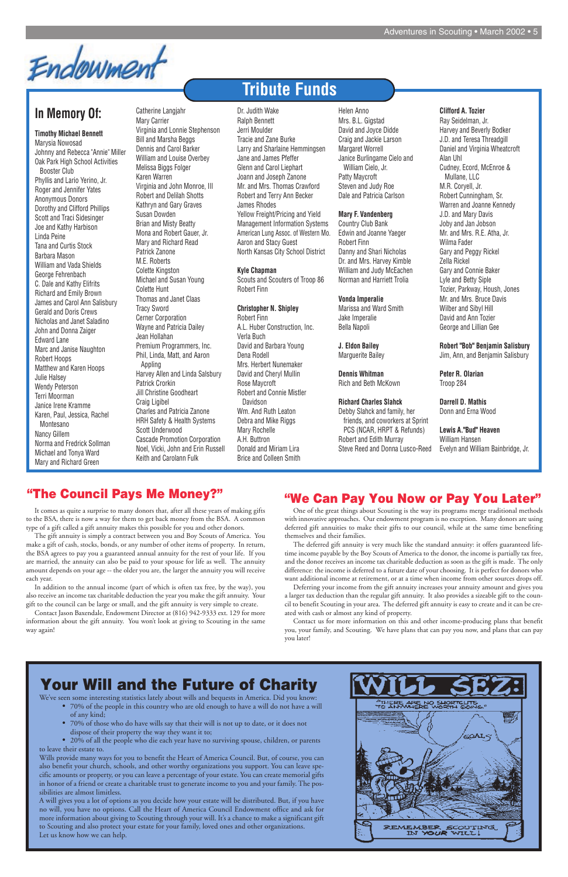# Endowment

## Tribute Funds

### In Memory Of:

**Timothy Michael Bennett**
Marysia Nowosad
Johnny and Rebecca "Annie" Miller
Oak Park High School Activities Booster Club
Phyllis and Lario Yerino, Jr.
Roger and Jennifer Yates
Anonymous Donors
Dorothy and Clifford Phillips
Scott and Traci Sidesinger
Joe and Kathy Harbison
Linda Peine
Tana and Curtis Stock
Barbara Mason
William and Vada Shields
George Fehrenbach
C. Dale and Kathy Elifrits
Richard and Emily Brown
James and Carol Ann Salisbury
Gerald and Doris Crews
Nicholas and Janet Saladino
John and Donna Zaiger
Edward Lane
Marc and Janise Naughton
Robert Hoops
Matthew and Karen Hoops
Julie Halsey
Wendy Peterson
Terri Moorman
Janice Irene Kramme
Karen, Paul, Jessica, Rachel Montesano
Nancy Gillem
Norma and Fredrick Sollman
Michael and Tonya Ward
Mary and Richard Green
Catherine Langjahr
Mary Carrier
Virginia and Lonnie Stephenson
Bill and Marsha Beggs
Dennis and Carol Barker
William and Louise Overbey
Melissa Biggs Folger
Karen Warren
Virginia and John Monroe, III
Robert and Delilah Shotts
Kathryn and Gary Graves
Susan Dowden
Brian and Misty Beatty
Mona and Robert Gauer, Jr.
Mary and Richard Read
Patrick Zanone
M.E. Roberts
Colette Kingston
Michael and Susan Young
Colette Hunt
Thomas and Janet Claas
Tracy Sword
Cerner Corporation
Wayne and Patricia Dailey
Jean Hollahan
Premium Promotions, Inc.
Phil, Linda, Matt, and Aaron Appling
Harvey Allen and Linda Salsbury
Patrick Crorkin
Jill Christine Goodheart
Craig Ligibel
Charles and Patricia Zanone
HRH Safety & Health Systems
Scott Underwood
Cascade Promotion Corporation
Noel, Vicki, John and Erin Russell
Keith and Carolann Fulk
Dr. Judith Wake
Ralph Bennett
Jerri Moulder
Tracie and Zane Burke
Larry and Sharlaine Hemmingsen
Jane and James Pfeffer
Glenn and Carol Liephart
Joann and Joseph Zanone
Mr. and Mrs. Thomas Crawford
Robert and Terry Ann Becker
James Rhodes
Yellow Freight/Pricing and Yield Management Information Systems
American Lung Assoc. of Western Mo.
Aaron and Stacy Guest
North Kansas City School District

**Kyle Chapman**
Scouts and Scouters of Troop 86
Robert Finn

**Christopher N. Shipley**
Robert Finn
A.L. Huber Construction, Inc.
Verla Buch
David and Barbara Young
Dena Rodell
Mrs. Herbert Nunemaker
David and Cheryl Mullin
Rose Maycroft
Robert and Connie Mistler Davidson
Wm. And Ruth Leaton
Debra and Mike Riggs
Mary Rochelle
A.H. Buttron
Donald and Miriam Lira
Brice and Colleen Smith
Helen Anno
Mrs. B.L. Gigstad
David and Joyce Didde
Craig and Jackie Larson
Margaret Worrell
Janice Burlingame Cielo and William Cielo, Jr.
Patty Maycroft
Steven and Judy Roe
Dale and Patricia Carlson

**Mary F. Vandenberg**
Country Club Bank
Edwin and Joanne Yaeger
Robert Finn
Danny and Shari Nicholas
Dr. and Mrs. Harvey Kimble
William and Judy McEachen
Norman and Harriett Trolia

**Vonda Imperiale**
Marissa and Ward Smith
Jake Imperiale
Bella Napoli

**J. Eldon Bailey**
Marguerite Bailey

**Dennis Whitman**
Rich and Beth McKown

**Richard Charles Slahck**
Debby Slahck and family, her friends, and coworkers at Sprint PCS (NCAR, HRPT & Refunds)
Robert and Edith Murray
Steve Reed and Donna Lusco-Reed

**Clifford A. Tozier**
Ray Seidelman, Jr.
Harvey and Beverly Bodker
J.D. and Teresa Threadgill
Daniel and Virginia Wheatcroft
Alan Uhl
Cudney, Ecord, McEnroe & Mullane, LLC
M.R. Coryell, Jr.
Robert Cunningham, Sr.
Warren and Joanne Kennedy
J.D. and Mary Davis
Joby and Jan Jobson
Mr. and Mrs. R.E. Atha, Jr.
Wilma Fader
Gary and Peggy Rickel
Zella Rickel
Gary and Connie Baker
Lyle and Betty Siple
Tozier, Parkway, Housh, Jones
Mr. and Mrs. Bruce Davis
Wilber and Sibyl Hill
David and Ann Tozier
George and Lillian Gee

**Robert "Bob" Benjamin Salisbury**
Jim, Ann, and Benjamin Salisbury

**Peter R. Olarian**
Troop 284

**Darrell D. Mathis**
Donn and Erna Wood

**Lewis A."Bud" Heaven**
William Hansen
Evelyn and William Bainbridge, Jr.

## "The Council Pays Me Money?"

It comes as quite a surprise to many donors that, after all these years of making gifts to the BSA, there is now a way for them to get back money from the BSA. A common type of a gift called a gift annuity makes this possible for you and other donors.

The gift annuity is simply a contract between you and Boy Scouts of America. You make a gift of cash, stocks, bonds, or any number of other items of property. In return, the BSA agrees to pay you a guaranteed annual annuity for the rest of your life. If you are married, the annuity can also be paid to your spouse for life as well. The annuity amount depends on your age -- the older you are, the larger the annuity you will receive each year.

In addition to the annual income (part of which is often tax free, by the way), you also receive an income tax charitable deduction the year you make the gift annuity. Your gift to the council can be large or small, and the gift annuity is very simple to create.

Contact Jason Baxendale, Endowment Director at (816) 942-9333 ext. 129 for more information about the gift annuity. You won't look at giving to Scouting in the same way again!

## "We Can Pay You Now or Pay You Later"

One of the great things about Scouting is the way its programs merge traditional methods with innovative approaches. Our endowment program is no exception. Many donors are using deferred gift annuities to make their gifts to our council, while at the same time benefiting themselves and their families.

The deferred gift annuity is very much like the standard annuity: it offers guaranteed lifetime income payable by the Boy Scouts of America to the donor, the income is partially tax free, and the donor receives an income tax charitable deduction as soon as the gift is made. The only difference: the income is deferred to a future date of your choosing. It is perfect for donors who want additional income at retirement, or at a time when income from other sources drops off.

Deferring your income from the gift annuity increases your annuity amount and gives you a larger tax deduction than the regular gift annuity. It also provides a sizeable gift to the council to benefit Scouting in your area. The deferred gift annuity is easy to create and it can be created with cash or almost any kind of property.

Contact us for more information on this and other income-producing plans that benefit you, your family, and Scouting. We have plans that can pay you now, and plans that can pay you later!

## Your Will and the Future of Charity

We've seen some interesting statistics lately about wills and bequests in America. Did you know:

- 70% of the people in this country who are old enough to have a will do not have a will of any kind;
- 70% of those who do have wills say that their will is not up to date, or it does not dispose of their property the way they want it to;
- 20% of all the people who die each year have no surviving spouse, children, or parents to leave their estate to.

Wills provide many ways for you to benefit the Heart of America Council. But, of course, you can also benefit your church, schools, and other worthy organizations you support. You can leave specific amounts or property, or you can leave a percentage of your estate. You can create memorial gifts in honor of a friend or create a charitable trust to generate income to you and your family. The possibilities are almost limitless.

A will gives you a lot of options as you decide how your estate will be distributed. But, if you have no will, you have no options. Call the Heart of America Council Endowment office and ask for more information about giving to Scouting through your will. It's a chance to make a significant gift to Scouting and also protect your estate for your family, loved ones and other organizations.

Let us know how we can help.

**WILL SEZ:**
"THERE ARE NO SHORTCUTS TO ANYWHERE WORTH GOING."
GOALS
REMEMBER SCOUTING IN YOUR WILL!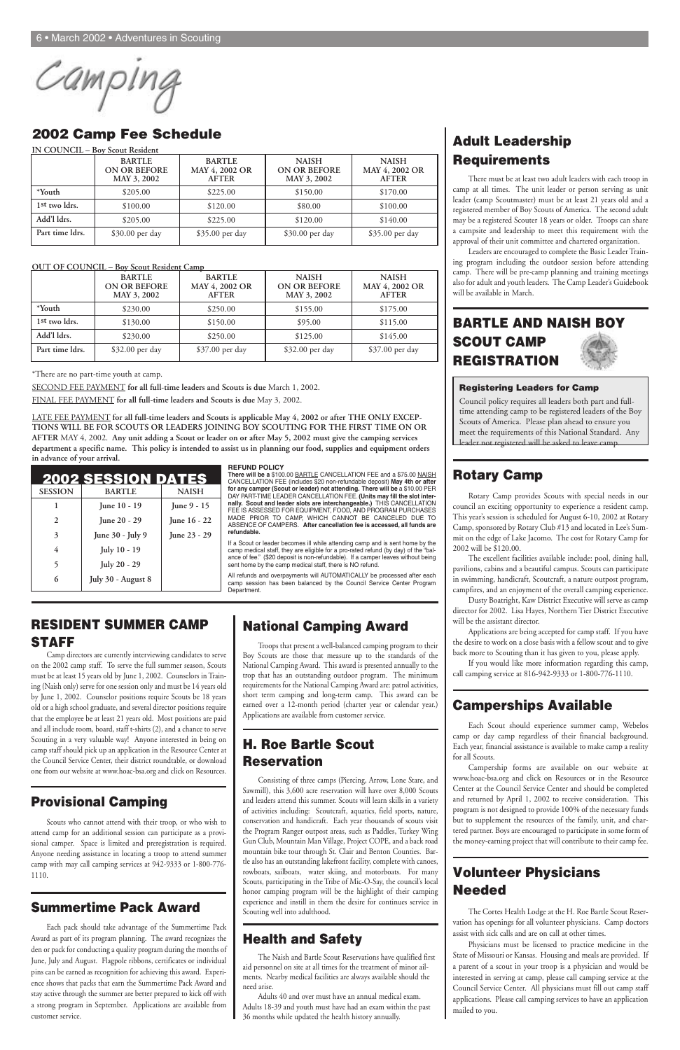# Camping

## 2002 Camp Fee Schedule

IN COUNCIL – Boy Scout Resident

| | BARTLE ON OR BEFORE MAY 3, 2002 | BARTLE MAY 4, 2002 OR AFTER | NAISH ON OR BEFORE MAY 3, 2002 | NAISH MAY 4, 2002 OR AFTER |
|---|---|---|---|---|
| *Youth | $205.00 | $225.00 | $150.00 | $170.00 |
| 1st two ldrs. | $100.00 | $120.00 | $80.00 | $100.00 |
| Add'l ldrs. | $205.00 | $225.00 | $120.00 | $140.00 |
| Part time ldrs. | $30.00 per day | $35.00 per day | $30.00 per day | $35.00 per day |

OUT OF COUNCIL – Boy Scout Resident Camp

| | BARTLE ON OR BEFORE MAY 3, 2002 | BARTLE MAY 4, 2002 OR AFTER | NAISH ON OR BEFORE MAY 3, 2002 | NAISH MAY 4, 2002 OR AFTER |
|---|---|---|---|---|
| *Youth | $230.00 | $250.00 | $155.00 | $175.00 |
| 1st two ldrs. | $130.00 | $150.00 | $95.00 | $115.00 |
| Add'l ldrs. | $230.00 | $250.00 | $125.00 | $145.00 |
| Part time ldrs. | $32.00 per day | $37.00 per day | $32.00 per day | $37.00 per day |

*There are no part-time youth at camp.

SECOND FEE PAYMENT **for all full-time leaders and Scouts is due** March 1, 2002.

FINAL FEE PAYMENT **for all full-time leaders and Scouts is due** May 3, 2002.

LATE FEE PAYMENT **for all full-time leaders and Scouts is applicable May 4, 2002 or after THE ONLY EXCEPTIONS WILL BE FOR SCOUTS OR LEADERS JOINING BOY SCOUTING FOR THE FIRST TIME ON OR AFTER** MAY 4, 2002. **Any unit adding a Scout or leader on or after May 5, 2002 must give the camping services department a specific name. This policy is intended to assist us in planning our food, supplies and equipment orders in advance of your arrival.**

### 2002 SESSION DATES

| SESSION | BARTLE | NAISH |
|---|---|---|
| 1 | June 10 - 19 | June 9 - 15 |
| 2 | June 20 - 29 | June 16 - 22 |
| 3 | June 30 - July 9 | June 23 - 29 |
| 4 | July 10 - 19 | |
| 5 | July 20 - 29 | |
| 6 | July 30 - August 8 | |

**REFUND POLICY**

**There will be a** $100.00 BARTLE CANCELLATION FEE and a $75.00 NAISH CANCELLATION FEE (includes $20 non-refundable deposit) **May 4th or after for any camper (Scout or leader) not attending. There will be** a $10.00 PER DAY PART-TIME LEADER CANCELLATION FEE. **(Units may fill the slot internally. Scout and leader slots are interchangeable.)** THIS CANCELLATION FEE IS ASSESSED FOR EQUIPMENT, FOOD, AND PROGRAM PURCHASES MADE PRIOR TO CAMP, WHICH CANNOT BE CANCELED DUE TO ABSENCE OF CAMPERS. **After cancellation fee is accessed, all funds are refundable.**

If a Scout or leader becomes ill while attending camp and is sent home by the camp medical staff, they are eligible for a pro-rated refund (by day) of the "balance of fee." ($20 deposit is non-refundable). If a camper leaves without being sent home by the camp medical staff, there is NO refund.

All refunds and overpayments will AUTOMATICALLY be processed after each camp session has been balanced by the Council Service Center Program Department.

## Adult Leadership Requirements

There must be at least two adult leaders with each troop in camp at all times. The unit leader or person serving as unit leader (camp Scoutmaster) must be at least 21 years old and a registered member of Boy Scouts of America. The second adult may be a registered Scouter 18 years or older. Troops can share a campsite and leadership to meet this requirement with the approval of their unit committee and chartered organization.

Leaders are encouraged to complete the Basic Leader Training program including the outdoor session before attending camp. There will be pre-camp planning and training meetings also for adult and youth leaders. The Camp Leader's Guidebook will be available in March.

## BARTLE AND NAISH BOY SCOUT CAMP REGISTRATION

### Registering Leaders for Camp

Council policy requires all leaders both part and full-time attending camp to be registered leaders of the Boy Scouts of America. Please plan ahead to ensure you meet the requirements of this National Standard. Any leader not registered will be asked to leave camp.

## Rotary Camp

Rotary Camp provides Scouts with special needs in our council an exciting opportunity to experience a resident camp. This year's session is scheduled for August 6-10, 2002 at Rotary Camp, sponsored by Rotary Club #13 and located in Lee's Summit on the edge of Lake Jacomo. The cost for Rotary Camp for 2002 will be $120.00.

The excellent facilities available include: pool, dining hall, pavilions, cabins and a beautiful campus. Scouts can participate in swimming, handicraft, Scoutcraft, a nature outpost program, campfires, and an enjoyment of the overall camping experience.

Dusty Boatright, Kaw District Executive will serve as camp director for 2002. Lisa Hayes, Northern Tier District Executive will be the assistant director.

Applications are being accepted for camp staff. If you have the desire to work on a close basis with a fellow scout and to give back more to Scouting than it has given to you, please apply.

If you would like more information regarding this camp, call camping service at 816-942-9333 or 1-800-776-1110.

## RESIDENT SUMMER CAMP STAFF

Camp directors are currently interviewing candidates to serve on the 2002 camp staff. To serve the full summer season, Scouts must be at least 15 years old by June 1, 2002. Counselors in Training (Naish only) serve for one session only and must be 14 years old by June 1, 2002. Counselor positions require Scouts be 18 years old or a high school graduate, and several director positions require that the employee be at least 21 years old. Most positions are paid and all include room, board, staff t-shirts (2), and a chance to serve Scouting in a very valuable way! Anyone interested in being on camp staff should pick up an application in the Resource Center at the Council Service Center, their district roundtable, or download one from our website at www.hoac-bsa.org and click on Resources.

## Provisional Camping

Scouts who cannot attend with their troop, or who wish to attend camp for an additional session can participate as a provisional camper. Space is limited and preregistration is required. Anyone needing assistance in locating a troop to attend summer camp with may call camping services at 942-9333 or 1-800-776-1110.

## Summertime Pack Award

Each pack should take advantage of the Summertime Pack Award as part of its program planning. The award recognizes the den or pack for conducting a quality program during the months of June, July and August. Flagpole ribbons, certificates or individual pins can be earned as recognition for achieving this award. Experience shows that packs that earn the Summertime Pack Award and stay active through the summer are better prepared to kick off with a strong program in September. Applications are available from customer service.

## National Camping Award

Troops that present a well-balanced camping program to their Boy Scouts are those that measure up to the standards of the National Camping Award. This award is presented annually to the trop that has an outstanding outdoor program. The minimum requirements for the National Camping Award are: patrol activities, short term camping and long-term camp. This award can be earned over a 12-month period (charter year or calendar year.) Applications are available from customer service.

## H. Roe Bartle Scout Reservation

Consisting of three camps (Piercing, Arrow, Lone Stare, and Sawmill), this 3,600 acre reservation will have over 8,000 Scouts and leaders attend this summer. Scouts will learn skills in a variety of activities including: Scoutcraft, aquatics, field sports, nature, conservation and handicraft. Each year thousands of scouts visit the Program Ranger outpost areas, such as Paddles, Turkey Wing Gun Club, Mountain Man Village, Project COPE, and a back road mountain bike tour through St. Clair and Benton Counties. Bartle also has an outstanding lakefront facility, complete with canoes, rowboats, sailboats, water skiing, and motorboats. For many Scouts, participating in the Tribe of Mic-O-Say, the council's local honor camping program will be the highlight of their camping experience and instill in them the desire for continues service in Scouting well into adulthood.

## Health and Safety

The Naish and Bartle Scout Reservations have qualified first aid personnel on site at all times for the treatment of minor ailments. Nearby medical facilities are always available should the need arise.

Adults 40 and over must have an annual medical exam. Adults 18-39 and youth must have had an exam within the past 36 months while updated the health history annually.

## Camperships Available

Each Scout should experience summer camp, Webelos camp or day camp regardless of their financial background. Each year, financial assistance is available to make camp a reality for all Scouts.

Campership forms are available on our website at www.hoac-bsa.org and click on Resources or in the Resource Center at the Council Service Center and should be completed and returned by April 1, 2002 to receive consideration. This program is not designed to provide 100% of the necessary funds but to supplement the resources of the family, unit, and chartered partner. Boys are encouraged to participate in some form of the money-earning project that will contribute to their camp fee.

## Volunteer Physicians Needed

The Cortes Health Lodge at the H. Roe Bartle Scout Reservation has openings for all volunteer physicians. Camp doctors assist with sick calls and are on call at other times.

Physicians must be licensed to practice medicine in the State of Missouri or Kansas. Housing and meals are provided. If a parent of a scout in your troop is a physician and would be interested in serving at camp, please call camping service at the Council Service Center. All physicians must fill out camp staff applications. Please call camping services to have an application mailed to you.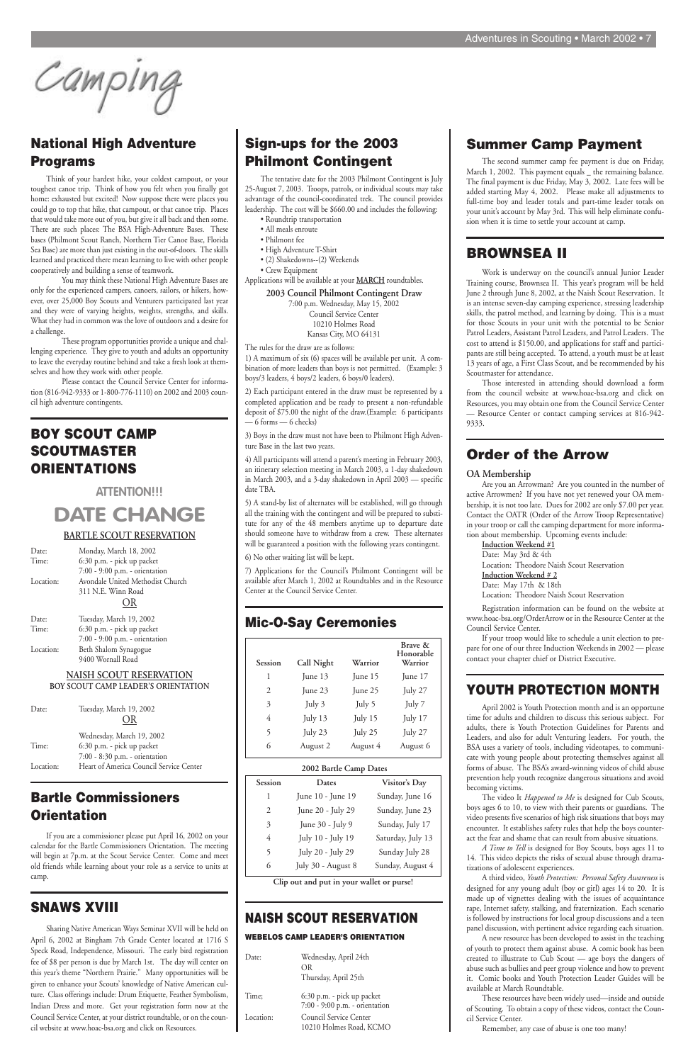# Camping

## National High Adventure Programs

Think of your hardest hike, your coldest campout, or your toughest canoe trip. Think of how you felt when you finally got home: exhausted but excited! Now suppose there were places you could go to top that hike, that campout, or that canoe trip. Places that would take more out of you, but give it all back and then some. There are such places: The BSA High-Adventure Bases. These bases (Philmont Scout Ranch, Northern Tier Canoe Base, Florida Sea Base) are more than just existing in the out-of-doors. The skills learned and practiced there mean learning to live with other people cooperatively and building a sense of teamwork.

You may think these National High Adventure Bases are only for the experienced campers, canoers, sailors, or hikers, however, over 25,000 Boy Scouts and Venturers participated last year and they were of varying heights, weights, strengths, and skills. What they had in common was the love of outdoors and a desire for a challenge.

These program opportunities provide a unique and challenging experience. They give to youth and adults an opportunity to leave the everyday routine behind and take a fresh look at themselves and how they work with other people.

Please contact the Council Service Center for information (816-942-9333 or 1-800-776-1110) on 2002 and 2003 council high adventure contingents.

## BOY SCOUT CAMP SCOUTMASTER ORIENTATIONS

**ATTENTION!!!**

**DATE CHANGE**

**BARTLE SCOUT RESERVATION**

Date: Monday, March 18, 2002
Time: 6:30 p.m. - pick up packet
7:00 - 9:00 p.m. - orientation
Location: Avondale United Methodist Church
311 N.E. Winn Road

OR

Date: Tuesday, March 19, 2002
Time: 6:30 p.m. - pick up packet
7:00 - 9:00 p.m. - orientation
Location: Beth Shalom Synagogue
9400 Wornall Road

**NAISH SCOUT RESERVATION**
**BOY SCOUT CAMP LEADER'S ORIENTATION**

Date: Tuesday, March 19, 2002

OR

Wednesday, March 19, 2002
Time: 6:30 p.m. - pick up packet
7:00 - 8:30 p.m. - orientation
Location: Heart of America Council Service Center

## Bartle Commissioners Orientation

If you are a commissioner please put April 16, 2002 on your calendar for the Bartle Commissioners Orientation. The meeting will begin at 7p.m. at the Scout Service Center. Come and meet old friends while learning about your role as a service to units at camp.

## SNAWS XVIII

Sharing Native American Ways Seminar XVII will be held on April 6, 2002 at Bingham 7th Grade Center located at 1716 S Speck Road, Independence, Missouri. The early bird registration fee of $8 per person is due by March 1st. The day will center on this year's theme "Northern Prairie." Many opportunities will be given to enhance your Scouts' knowledge of Native American culture. Class offerings include: Drum Etiquette, Feather Symbolism, Indian Dress and more. Get your registration form now at the Council Service Center, at your district roundtable, or on the council website at www.hoac-bsa.org and click on Resources.

## Sign-ups for the 2003 Philmont Contingent

The tentative date for the 2003 Philmont Contingent is July 25-August 7, 2003. Troops, patrols, or individual scouts may take advantage of the council-coordinated trek. The council provides leadership. The cost will be $660.00 and includes the following:

- Roundtrip transportation
- All meals enroute
- Philmont fee
- High Adventure T-Shirt
- (2) Shakedowns--(2) Weekends
- Crew Equipment

Applications will be available at your MARCH roundtables.

**2003 Council Philmont Contingent Draw**
7:00 p.m. Wednesday, May 15, 2002
Council Service Center
10210 Holmes Road
Kansas City, MO 64131

The rules for the draw are as follows:

1) A maximum of six (6) spaces will be available per unit. A combination of more leaders than boys is not permitted. (Example: 3 boys/3 leaders, 4 boys/2 leaders, 6 boys/0 leaders).

2) Each participant entered in the draw must be represented by a completed application and be ready to present a non-refundable deposit of $75.00 the night of the draw.(Example: 6 participants — 6 forms — 6 checks)

3) Boys in the draw must not have been to Philmont High Adventure Base in the last two years.

4) All participants will attend a parent's meeting in February 2003, an itinerary selection meeting in March 2003, a 1-day shakedown in March 2003, and a 3-day shakedown in April 2003 — specific date TBA.

5) A stand-by list of alternates will be established, will go through all the training with the contingent and will be prepared to substitute for any of the 48 members anytime up to departure date should someone have to withdraw from a crew. These alternates will be guaranteed a position with the following years contingent.

6) No other waiting list will be kept.

7) Applications for the Council's Philmont Contingent will be available after March 1, 2002 at Roundtables and in the Resource Center at the Council Service Center.

## Mic-O-Say Ceremonies

| Session | Call Night | Warrior | Brave & Honorable Warrior |
|---|---|---|---|
| 1 | June 13 | June 15 | June 17 |
| 2 | June 23 | June 25 | July 27 |
| 3 | July 3 | July 5 | July 7 |
| 4 | July 13 | July 15 | July 17 |
| 5 | July 23 | July 25 | July 27 |
| 6 | August 2 | August 4 | August 6 |

**2002 Bartle Camp Dates**

| Session | Dates | Visitor's Day |
|---|---|---|
| 1 | June 10 - June 19 | Sunday, June 16 |
| 2 | June 20 - July 29 | Sunday, June 23 |
| 3 | June 30 - July 9 | Sunday, July 17 |
| 4 | July 10 - July 19 | Saturday, July 13 |
| 5 | July 20 - July 29 | Sunday July 28 |
| 6 | July 30 - August 8 | Sunday, August 4 |

**Clip out and put in your wallet or purse!**

## NAISH SCOUT RESERVATION

**WEBELOS CAMP LEADER'S ORIENTATION**

Date: Wednesday, April 24th
OR
Thursday, April 25th

Time; 6:30 p.m. - pick up packet
7:00 - 9:00 p.m. - orientation

Location: Council Service Center
10210 Holmes Road, KCMO

## Summer Camp Payment

The second summer camp fee payment is due on Friday, March 1, 2002. This payment equals _ the remaining balance. The final payment is due Friday, May 3, 2002. Late fees will be added starting May 4, 2002. Please make all adjustments to full-time boy and leader totals and part-time leader totals on your unit's account by May 3rd. This will help eliminate confusion when it is time to settle your account at camp.

## BROWNSEA II

Work is underway on the council's annual Junior Leader Training course, Brownsea II. This year's program will be held June 2 through June 8, 2002, at the Naish Scout Reservation. It is an intense seven-day camping experience, stressing leadership skills, the patrol method, and learning by doing. This is a must for those Scouts in your unit with the potential to be Senior Patrol Leaders, Assistant Patrol Leaders, and Patrol Leaders. The cost to attend is $150.00, and applications for staff and participants are still being accepted. To attend, a youth must be at least 13 years of age, a First Class Scout, and be recommended by his Scoutmaster for attendance.

Those interested in attending should download a form from the council website at www.hoac-bsa.org and click on Resources, you may obtain one from the Council Service Center — Resource Center or contact camping services at 816-942-9333.

## Order of the Arrow

### OA Membership

Are you an Arrowman? Are you counted in the number of active Arrowmen? If you have not yet renewed your OA membership, it is not too late. Dues for 2002 are only $7.00 per year. Contact the OATR (Order of the Arrow Troop Representative) in your troop or call the camping department for more information about membership. Upcoming events include:

**Induction Weekend #1**
Date: May 3rd & 4th
Location: Theodore Naish Scout Reservation
**Induction Weekend # 2**
Date: May 17th & 18th
Location: Theodore Naish Scout Reservation

Registration information can be found on the website at www.hoac-bsa.org/OrderArrow or in the Resource Center at the Council Service Center.

If your troop would like to schedule a unit election to prepare for one of our three Induction Weekends in 2002 — please contact your chapter chief or District Executive.

## YOUTH PROTECTION MONTH

April 2002 is Youth Protection month and is an opportune time for adults and children to discuss this serious subject. For adults, there is Youth Protection Guidelines for Parents and Leaders, and also for adult Venturing leaders. For youth, the BSA uses a variety of tools, including videotapes, to communicate with young people about protecting themselves against all forms of abuse. The BSA's award-winning videos of child abuse prevention help youth recognize dangerous situations and avoid becoming victims.

The video *It Happened to Me* is designed for Cub Scouts, boys ages 6 to 10, to view with their parents or guardians. The video presents five scenarios of high risk situations that boys may encounter. It establishes safety rules that help the boys counteract the fear and shame that can result from abusive situations.

*A Time to Tell* is designed for Boy Scouts, boys ages 11 to 14. This video depicts the risks of sexual abuse through dramatizations of adolescent experiences.

A third video, *Youth Protection: Personal Safety Awareness* is designed for any young adult (boy or girl) ages 14 to 20. It is made up of vignettes dealing with the issues of acquaintance rape, Internet safety, stalking, and fraternization. Each scenario is followed by instructions for local group discussions and a teen panel discussion, with pertinent advice regarding each situation.

A new resource has been developed to assist in the teaching of youth to protect them against abuse. A comic book has been created to illustrate to Cub Scout — age boys the dangers of abuse such as bullies and peer group violence and how to prevent it. Comic books and Youth Protection Leader Guides will be available at March Roundtable.

These resources have been widely used—inside and outside of Scouting. To obtain a copy of these videos, contact the Council Service Center.

Remember, any case of abuse is one too many!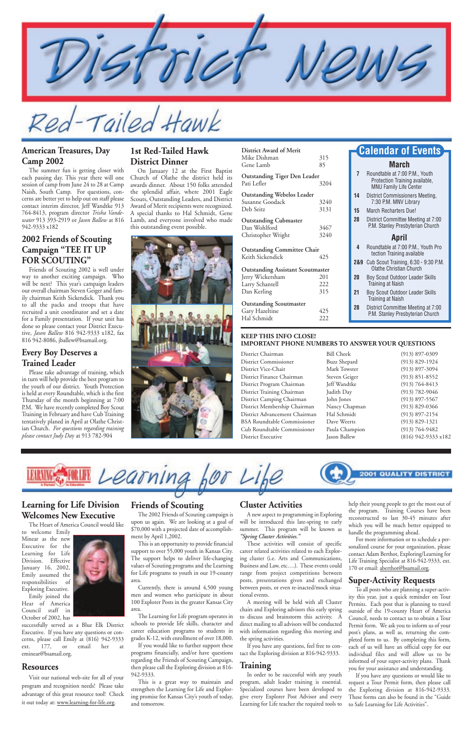# District News

## Red-Tailed Hawk

## American Treasures, Day Camp 2002

The summer fun is getting closer with each passing day. This year there will one session of camp from June 24 to 28 at Camp Naish, South Camp. For questions, concerns are better yet to help out on staff please contact interim director, Jeff Wandtke 913 764-8413, program director *Trisha Vandewater* 913 393-2919 or *Jason Ballew* at 816 942-9333 x182

## 2002 Friends of Scouting Campaign "TEE IT UP FOR SCOUTING"

Friends of Scouting 2002 is well under way to another exciting campaign. Who will be next? This year's campaign leaders our overall chairman Steven Geiger and family chairman Keith Sickendick. Thank you to all the packs and troops that have recruited a unit coordinator and set a date for a Family presentation. If your unit has done so please contact your District Executive, *Jason Ballew* 816 942-9333 x182, fax 816 942-8086, jballew@bsamail.org.

## Every Boy Deserves a Trained Leader

Please take advantage of training, which in turn will help provide the best program to the youth of our district. Youth Protection is held at every Roundtable, which is the first Thursday of the month beginning at 7:00 P.M. We have recently completed Boy Scout Training in February and have Cub Training tentatively planed in April at Olathe Christian Church. *For questions regarding training please contact Judy Day* at 913 782-904

## 1st Red-Tailed Hawk District Dinner

On January 12 at the First Baptist Church of Olathe the district held its awards dinner. About 150 folks attended the splendid affair, where 2001 Eagle Scouts, Outstanding Leaders, and District Award of Merit recipients were recognized. A special thanks to Hal Schmidt, Gene Lamb, and everyone involved who made this outstanding event possible.

| | |
|---|---|
| **District Award of Merit** | |
| Mike Dishman | 315 |
| Gene Lamb | 85 |
| **Outstanding Tiger Den Leader** | |
| Pati Lefler | 3204 |
| **Outstanding Webelos Leader** | |
| Susanne Goodack | 3240 |
| Deb Seitz | 3131 |
| **Outstanding Cubmaster** | |
| Dan Wohlford | 3467 |
| Christopher Wright | 3240 |
| **Outstanding Committee Chair** | |
| Keith Sickendick | 425 |
| **Outstanding Assistant Scoutmaster** | |
| Jerry Wickersham | 201 |
| Larry Schantell | 222 |
| Dan Kerling | 315 |
| **Outstanding Scoutmaster** | |
| Gary Hazeltine | 425 |
| Hal Schmidt | 222 |

## Calendar of Events

### March

- **7** Roundtable at 7:00 P.M., Youth Protection Training available, MNU Family Life Center
- **14** District Commissioners Meeting, 7:30 P.M. MNV Library
- **15** March Recharters Due!
- **28** District Committee Meeting at 7:00 P.M. Stanley Presbyterian Church

### April

- **4** Roundtable at 7:00 P.M., Youth Protection Training available
- **2&9** Cub Scout Training, 6:30 - 9:30 P.M. Olathe Christian Church
- **20** Boy Scout Outdoor Leader Skills Training at Naish
- **21** Boy Scout Outdoor Leader Skills Training at Naish
- **28** District Committee Meeting at 7:00 P.M. Stanley Presbyterian Church

**KEEP THIS INFO CLOSE!**
**IMPORTANT PHONE NUMBERS TO ANSWER YOUR QUESTIONS**

| | | |
|---|---|---|
| District Chairman | Bill Cheek | (913) 897-0309 |
| District Commissioner | Buzz Shepard | (913) 829-1924 |
| District Vice-Chair | Mark Towster | (913) 897-3094 |
| District Finance Chairman | Steven Geiger | (913) 851-8552 |
| District Program Chairman | Jeff Wandtke | (913) 764-8413 |
| District Training Chairman | Judith Day | (913) 782-9046 |
| District Camping Chairman | John Jones | (913) 897-5567 |
| District Membership Chairman | Nancy Chapman | (913) 829-0366 |
| District Advancement Chairman | Hal Schmidt | (913) 897-2154 |
| BSA Roundtable Commissioner | Dave Weerts | (913) 829-1321 |
| Cub Roundtable Commissioner | Paula Champion | (913) 764-9482 |
| District Executive | Jason Ballew | (816) 942-9333 x182 |

# Learning for Life

2001 QUALITY DISTRICT

## Learning for Life Division Welcomes New Executive

The Heart of America Council would like to welcome Emily Minear as the new Executive for the Learning for Life Division. Effective January 16, 2002, Emily assumed the responsibilities of Exploring Executive. Emily joined the Hear of America Council staff in October of 2002, has successfully served as a Blue Elk District Executive. If you have any questions or concerns, please call Emily at (816) 942-9333 ext. 177, or email her at eminear@bsamail.org.

## Resources

Visit our national web-site for all of your program and recognition needs! Please take advantage of this great resource tool! Check it out today at: www.learning-for-life.org.

## Friends of Scouting

The 2002 Friends of Scouting campaign is upon us again. We are looking at a goal of $70,000 with a projected date of accomplishment by April 1,2002.

This is an opportunity to provide financial support to over 55,000 youth in Kansas City. The support helps to deliver life-changing values of Scouting programs and the Learning for Life programs to youth in our 19-county area.

Currently, there is around 4,500 young men and women who participate in about 100 Explorer Posts in the greater Kansas City area.

The Learning for Life program operates in schools to provide life skills, character and career education programs to students in grades K-12, with enrollment of over 18,000.

If you would like to further support these programs financially, and/or have questions regarding the Friends of Scouting Campaign, then please call the Exploring division at 816-942-9333.

This is a great way to maintain and strengthen the Learning for Life and Exploring programs for Kansas City's youth of today, and tomorrow.

## Cluster Activities

A new aspect to programming in Exploring will be introduced this late-spring to early summer. This program will be known as *"Spring Cluster Activities."*

These activities will consist of specific career related activities related to each Exploring cluster (i.e. Arts and Communications, Business and Law, etc….). These events could range from project competitions between posts, presentations given and exchanged between posts, or even re-inacted/mock situational events.

A meeting will be held with all Cluster chairs and Exploring advisors this early spring to discuss and brainstorm this activity. A direct mailing to all advisors will be conducted with information regarding this meeting and the spring activities.

If you have any questions, feel free to contact the Exploring division at 816-942-9333.

## Training

In order to be successful with any youth program, adult leader training is essential. Specialized courses have been developed to give every Explorer Post Advisor and every Learning for Life teacher the required tools to help their young people to get the most out of the program. Training Courses have been reconstructed to last 30-45 minutes after which you will be much better equipped to handle the programming ahead.

For more information or to schedule a personalized course for your organization, please contact Adam Berthot, Exploring/Learning for Life Training Specialist at 816-942-9333, ext. 170 or email: aberthot@bsamail.org.

## Super-Activity Requests

To all posts who are planning a super-activity this year, just a quick reminder on Tour Permits. Each post that is planning to travel outside of the 19-county Heart of America Council, needs to contact us to obtain a Tour Permit form. We ask you to inform us of your post's plans, as well as, returning the completed form to us. By completing this form, each of us will have an official copy for our individual files and will allow us to be informed of your super-activity plans. Thank you for your assistance and understanding.

If you have any questions or would like to request a Tour Permit form, then please call the Exploring division at 816-942-9333. These forms can also be found in the "Guide to Safe Learning for Life Activities".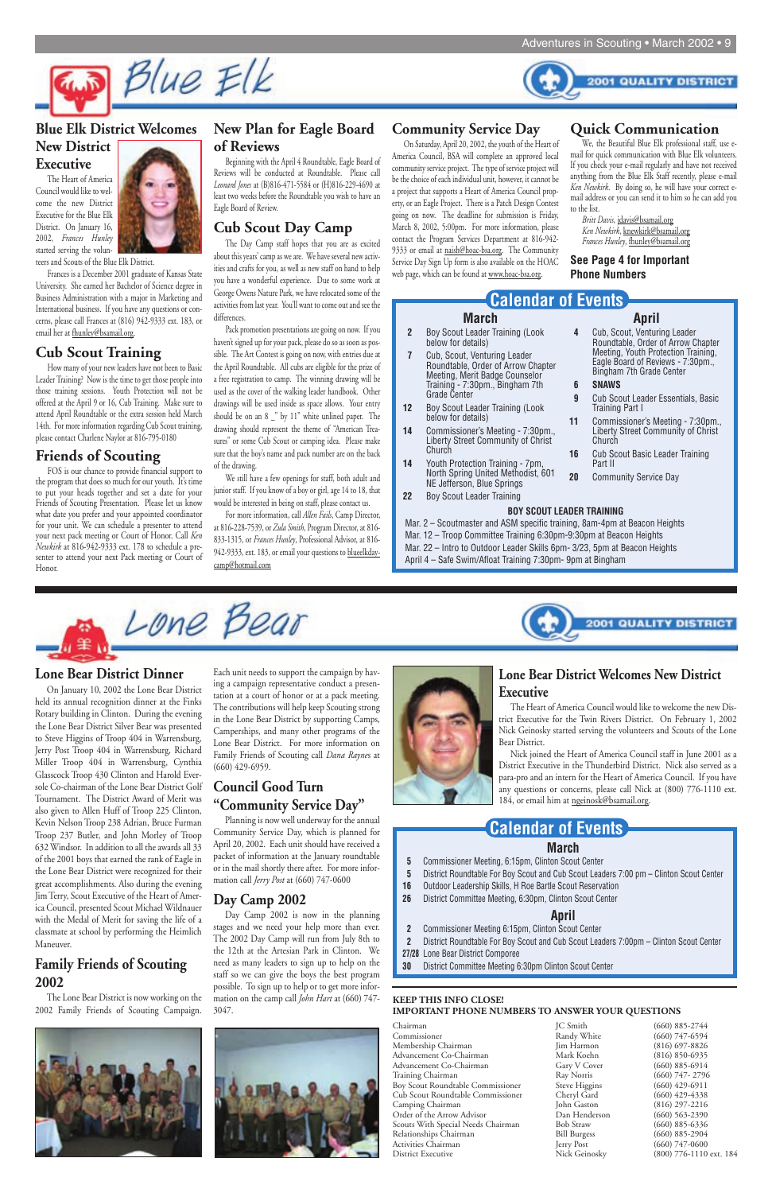# Blue Elk

2001 QUALITY DISTRICT

## Blue Elk District Welcomes New District Executive

The Heart of America Council would like to welcome the new District Executive for the Blue Elk District. On January 16, 2002, *Frances Hunley* started serving the volunteers and Scouts of the Blue Elk District.

Frances is a December 2001 graduate of Kansas State University. She earned her Bachelor of Science degree in Business Administration with a major in Marketing and International business. If you have any questions or concerns, please call Frances at (816) 942-9333 ext. 183, or email her at fhunley@bsamail.org.

## Cub Scout Training

How many of your new leaders have not been to Basic Leader Training? Now is the time to get those people into those training sessions. Youth Protection will not be offered at the April 9 or 16, Cub Training. Make sure to attend April Roundtable or the extra session held March 14th. For more information regarding Cub Scout training, please contact Charlene Naylor at 816-795-0180

## Friends of Scouting

FOS is our chance to provide financial support to the program that does so much for our youth. It's time to put your heads together and set a date for your Friends of Scouting Presentation. Please let us know what date you prefer and your appointed coordinator for your unit. We can schedule a presenter to attend your next pack meeting or Court of Honor. Call *Ken Newkirk* at 816-942-9333 ext. 178 to schedule a presenter to attend your next Pack meeting or Court of Honor.

## New Plan for Eagle Board of Reviews

Beginning with the April 4 Roundtable, Eagle Board of Reviews will be conducted at Roundtable. Please call *Leonard Jones* at (B)816-471-5584 or (H)816-229-4690 at least two weeks before the Roundtable you wish to have an Eagle Board of Review.

## Cub Scout Day Camp

The Day Camp staff hopes that you are as excited about this years' camp as we are. We have several new activities and crafts for you, as well as new staff on hand to help you have a wonderful experience. Due to some work at George Owens Nature Park, we have relocated some of the activities from last year. You'll want to come out and see the differences.

Pack promotion presentations are going on now. If you haven't signed up for your pack, please do so as soon as possible. The Art Contest is going on now, with entries due at the April Roundtable. All cubs are eligible for the prize of a free registration to camp. The winning drawing will be used as the cover of the walking leader handbook. Other drawings will be used inside as space allows. Your entry should be on 8 _" by 11" white unlined paper. The drawing should represent the theme of "American Treasures" or some Cub Scout or camping idea. Please make sure that the boy's name and pack number are on the back of the drawing.

We still have a few openings for staff, both adult and junior staff. If you know of a boy or girl, age 14 to 18, that would be interested in being on staff, please contact us.

For more information, please call *Allen Fails*, Camp Director, at 816-228-7539, or *Zula Smith*, Program Director, at 816-833-1315, or *Frances Hunley*, Professional Advisor, at 816-942-9333, ext. 183, or email your questions to blueelkdaycamp@hotmail.com

## Community Service Day

On Saturday, April 20, 2002, the youth of the Heart of America Council, BSA will complete an approved local community service project. The type of service project will be the choice of each individual unit, however, it cannot be a project that supports a Heart of America Council property, or an Eagle Project. There is a Patch Design Contest going on now. The deadline for submission is Friday, March 8, 2002, 5:00pm. For more information, please contact the Program Services Department at 816-942-9333 or email at naish@hoac-bsa.org. The Community Service Day Sign Up form is also available on the HOAC web page, which can be found at www.hoac-bsa.org.

## Quick Communication

We, the Beautiful Blue Elk professional staff, use e-mail for quick communication with Blue Elk volunteers. If you check your e-mail regularly and have not received anything from the Blue Elk Staff recently, please e-mail *Ken Newkirk*. By doing so, he will have your correct e-mail address or you can send it to him so he can add you to the list.

*Britt Davis*, jdavis@bsamail.org
*Ken Newkirk*, knewkirk@bsamail.org
*Frances Hunley*, fhunley@bsamail.org

**See Page 4 for Important Phone Numbers**

## Calendar of Events

### March

| | |
|---|---|
| 2 | Boy Scout Leader Training (Look below for details) |
| 7 | Cub, Scout, Venturing Leader Roundtable, Order of Arrow Chapter Meeting, Merit Badge Counselor Training - 7:30pm., Bingham 7th Grade Center |
| 12 | Boy Scout Leader Training (Look below for details) |
| 14 | Commissioner's Meeting - 7:30pm., Liberty Street Community of Christ Church |
| 14 | Youth Protection Training - 7pm, North Spring United Methodist, 601 NE Jefferson, Blue Springs |
| 22 | Boy Scout Leader Training |

### April

| | |
|---|---|
| 4 | Cub, Scout, Venturing Leader Roundtable, Order of Arrow Chapter Meeting, Youth Protection Training, Eagle Board of Reviews - 7:30pm., Bingham 7th Grade Center |
| 6 | SNAWS |
| 9 | Cub Scout Leader Essentials, Basic Training Part I |
| 11 | Commissioner's Meeting - 7:30pm., Liberty Street Community of Christ Church |
| 16 | Cub Scout Basic Leader Training Part II |
| 20 | Community Service Day |

**BOY SCOUT LEADER TRAINING**

Mar. 2 – Scoutmaster and ASM specific training, 8am-4pm at Beacon Heights
Mar. 12 – Troop Committee Training 6:30pm-9:30pm at Beacon Heights
Mar. 22 – Intro to Outdoor Leader Skills 6pm- 3/23, 5pm at Beacon Heights
April 4 – Safe Swim/Afloat Training 7:30pm- 9pm at Bingham

# Lone Bear

2001 QUALITY DISTRICT

## Lone Bear District Dinner

On January 10, 2002 the Lone Bear District held its annual recognition dinner at the Finks Rotary building in Clinton. During the evening the Lone Bear District Silver Bear was presented to Steve Higgins of Troop 404 in Warrensburg, Jerry Post Troop 404 in Warrensburg, Richard Miller Troop 404 in Warrensburg, Cynthia Glasscock Troop 430 Clinton and Harold Eversole Co-chairman of the Lone Bear District Golf Tournament. The District Award of Merit was also given to Allen Huff of Troop 225 Clinton, Kevin Nelson Troop 238 Adrian, Bruce Furman Troop 237 Butler, and John Morley of Troop 632 Windsor. In addition to all the awards all 33 of the 2001 boys that earned the rank of Eagle in the Lone Bear District were recognized for their great accomplishments. Also during the evening Jim Terry, Scout Executive of the Heart of America Council, presented Scout Michael Wildnauer with the Medal of Merit for saving the life of a classmate at school by performing the Heimlich Maneuver.

## Family Friends of Scouting 2002

The Lone Bear District is now working on the 2002 Family Friends of Scouting Campaign. Each unit needs to support the campaign by having a campaign representative conduct a presentation at a court of honor or at a pack meeting. The contributions will help keep Scouting strong in the Lone Bear District by supporting Camps, Camperships, and many other programs of the Lone Bear District. For more information on Family Friends of Scouting call *Dana Raynes* at (660) 429-6959.

## Council Good Turn "Community Service Day"

Planning is now well underway for the annual Community Service Day, which is planned for April 20, 2002. Each unit should have received a packet of information at the January roundtable or in the mail shortly there after. For more information call *Jerry Post* at (660) 747-0600

## Day Camp 2002

Day Camp 2002 is now in the planning stages and we need your help more than ever. The 2002 Day Camp will run from July 8th to the 12th at the Artesian Park in Clinton. We need as many leaders to sign up to help on the staff so we can give the boys the best program possible. To sign up to help or to get more information on the camp call *John Hart* at (660) 747-3047.

## Lone Bear District Welcomes New District Executive

The Heart of America Council would like to welcome the new District Executive for the Twin Rivers District. On February 1, 2002 Nick Geinosky started serving the volunteers and Scouts of the Lone Bear District.

Nick joined the Heart of America Council staff in June 2001 as a District Executive in the Thunderbird District. Nick also served as a para-pro and an intern for the Heart of America Council. If you have any questions or concerns, please call Nick at (800) 776-1110 ext. 184, or email him at ngeinosk@bsamail.org.

## Calendar of Events

### March

| | |
|---|---|
| 5 | Commissioner Meeting, 6:15pm, Clinton Scout Center |
| 5 | District Roundtable For Boy Scout and Cub Scout Leaders 7:00 pm – Clinton Scout Center |
| 16 | Outdoor Leadership Skills, H Roe Bartle Scout Reservation |
| 26 | District Committee Meeting, 6:30pm, Clinton Scout Center |

### April

| | |
|---|---|
| 2 | Commissioner Meeting 6:15pm, Clinton Scout Center |
| 2 | District Roundtable For Boy Scout and Cub Scout Leaders 7:00pm – Clinton Scout Center |
| 27/28 | Lone Bear District Camporee |
| 30 | District Committee Meeting 6:30pm Clinton Scout Center |

**KEEP THIS INFO CLOSE!**
**IMPORTANT PHONE NUMBERS TO ANSWER YOUR QUESTIONS**

| | | |
|---|---|---|
| Chairman | JC Smith | (660) 885-2744 |
| Commissioner | Randy White | (660) 747-6594 |
| Membership Chairman | Jim Harmon | (816) 697-8826 |
| Advancement Co-Chairman | Mark Koehn | (816) 850-6935 |
| Advancement Co-Chairman | Gary V Cover | (660) 885-6914 |
| Training Chairman | Ray Norris | (660) 747- 2796 |
| Boy Scout Roundtable Commissioner | Steve Higgins | (660) 429-6911 |
| Cub Scout Roundtable Commissioner | Cheryl Gard | (660) 429-4338 |
| Camping Chairman | John Gaston | (816) 297-2216 |
| Order of the Arrow Advisor | Dan Henderson | (660) 563-2390 |
| Scouts With Special Needs Chairman | Bob Straw | (660) 885-6336 |
| Relationships Chairman | Bill Burgess | (660) 885-2904 |
| Activities Chairman | Jerry Post | (660) 747-0600 |
| District Executive | Nick Geinosky | (800) 776-1110 ext. 184 |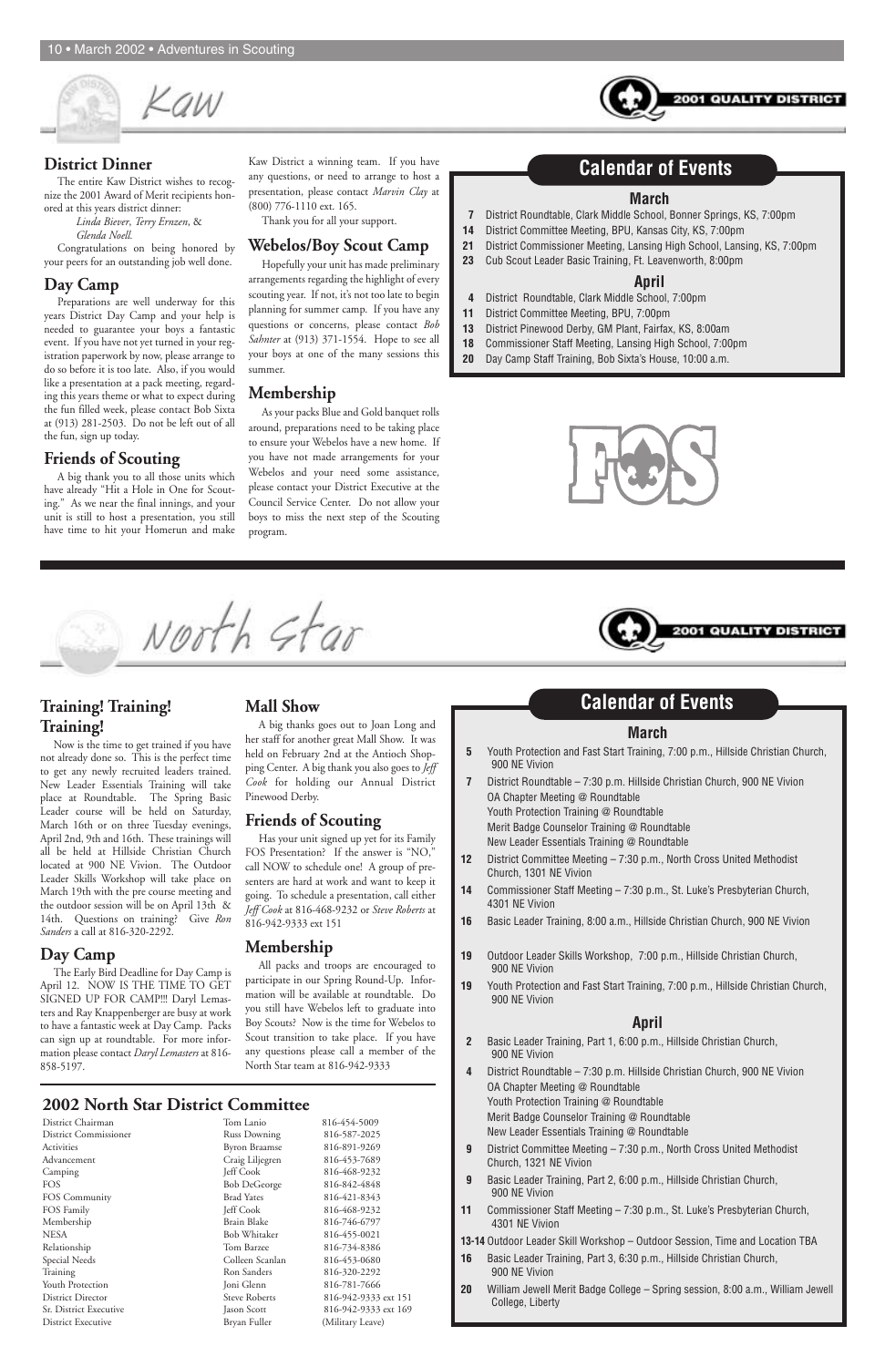# Kaw

2001 QUALITY DISTRICT

## District Dinner

The entire Kaw District wishes to recognize the 2001 Award of Merit recipients honored at this years district dinner:

*Linda Biever*, *Terry Ernzen*, & *Glenda Noell.*

Congratulations on being honored by your peers for an outstanding job well done.

## Day Camp

Preparations are well underway for this years District Day Camp and your help is needed to guarantee your boys a fantastic event. If you have not yet turned in your registration paperwork by now, please arrange to do so before it is too late. Also, if you would like a presentation at a pack meeting, regarding this years theme or what to expect during the fun filled week, please contact Bob Sixta at (913) 281-2503. Do not be left out of all the fun, sign up today.

## Friends of Scouting

A big thank you to all those units which have already "Hit a Hole in One for Scouting." As we near the final innings, and your unit is still to host a presentation, you still have time to hit your Homerun and make Kaw District a winning team. If you have any questions, or need to arrange to host a presentation, please contact *Marvin Clay* at (800) 776-1110 ext. 165.

Thank you for all your support.

## Webelos/Boy Scout Camp

Hopefully your unit has made preliminary arrangements regarding the highlight of every scouting year. If not, it's not too late to begin planning for summer camp. If you have any questions or concerns, please contact *Bob Sahnter* at (913) 371-1554. Hope to see all your boys at one of the many sessions this summer.

## Membership

As your packs Blue and Gold banquet rolls around, preparations need to be taking place to ensure your Webelos have a new home. If you have not made arrangements for your Webelos and your need some assistance, please contact your District Executive at the Council Service Center. Do not allow your boys to miss the next step of the Scouting program.

## Calendar of Events

### March

- **7** District Roundtable, Clark Middle School, Bonner Springs, KS, 7:00pm
- **14** District Committee Meeting, BPU, Kansas City, KS, 7:00pm
- **21** District Commissioner Meeting, Lansing High School, Lansing, KS, 7:00pm
- **23** Cub Scout Leader Basic Training, Ft. Leavenworth, 8:00pm

### April

- **4** District Roundtable, Clark Middle School, 7:00pm
- **11** District Committee Meeting, BPU, 7:00pm
- **13** District Pinewood Derby, GM Plant, Fairfax, KS, 8:00am
- **18** Commissioner Staff Meeting, Lansing High School, 7:00pm
- **20** Day Camp Staff Training, Bob Sixta's House, 10:00 a.m.

FOS

# North Star

2001 QUALITY DISTRICT

## Training! Training! Training!

Now is the time to get trained if you have not already done so. This is the perfect time to get any newly recruited leaders trained. New Leader Essentials Training will take place at Roundtable. The Spring Basic Leader course will be held on Saturday, March 16th or on three Tuesday evenings, April 2nd, 9th and 16th. These trainings will all be held at Hillside Christian Church located at 900 NE Vivion. The Outdoor Leader Skills Workshop will take place on March 19th with the pre course meeting and the outdoor session will be on April 13th & 14th. Questions on training? Give *Ron Sanders* a call at 816-320-2292.

## Day Camp

The Early Bird Deadline for Day Camp is April 12. NOW IS THE TIME TO GET SIGNED UP FOR CAMP!!! Daryl Lemasters and Ray Knappenberger are busy at work to have a fantastic week at Day Camp. Packs can sign up at roundtable. For more information please contact *Daryl Lemasters* at 816-858-5197.

## Mall Show

A big thanks goes out to Joan Long and her staff for another great Mall Show. It was held on February 2nd at the Antioch Shopping Center. A big thank you also goes to *Jeff Cook* for holding our Annual District Pinewood Derby.

## Friends of Scouting

Has your unit signed up yet for its Family FOS Presentation? If the answer is "NO," call NOW to schedule one! A group of presenters are hard at work and want to keep it going. To schedule a presentation, call either *Jeff Cook* at 816-468-9232 or *Steve Roberts* at 816-942-9333 ext 151

## Membership

All packs and troops are encouraged to participate in our Spring Round-Up. Information will be available at roundtable. Do you still have Webelos left to graduate into Boy Scouts? Now is the time for Webelos to Scout transition to take place. If you have any questions please call a member of the North Star team at 816-942-9333

## 2002 North Star District Committee

| Position | Name | Phone |
|---|---|---|
| District Chairman | Tom Lanio | 816-454-5009 |
| District Commissioner | Russ Downing | 816-587-2025 |
| Activities | Byron Braamse | 816-891-9269 |
| Advancement | Craig Liljegren | 816-453-7689 |
| Camping | Jeff Cook | 816-468-9232 |
| FOS | Bob DeGeorge | 816-842-4848 |
| FOS Community | Brad Yates | 816-421-8343 |
| FOS Family | Jeff Cook | 816-468-9232 |
| Membership | Brain Blake | 816-746-6797 |
| NESA | Bob Whitaker | 816-455-0021 |
| Relationship | Tom Barzee | 816-734-8386 |
| Special Needs | Colleen Scanlan | 816-453-0680 |
| Training | Ron Sanders | 816-320-2292 |
| Youth Protection | Joni Glenn | 816-781-7666 |
| District Director | Steve Roberts | 816-942-9333 ext 151 |
| Sr. District Executive | Jason Scott | 816-942-9333 ext 169 |
| District Executive | Bryan Fuller | (Military Leave) |

## Calendar of Events

### March

- **5** Youth Protection and Fast Start Training, 7:00 p.m., Hillside Christian Church, 900 NE Vivion
- **7** District Roundtable – 7:30 p.m. Hillside Christian Church, 900 NE Vivion
  - OA Chapter Meeting @ Roundtable
  - Youth Protection Training @ Roundtable
  - Merit Badge Counselor Training @ Roundtable
  - New Leader Essentials Training @ Roundtable
- **12** District Committee Meeting – 7:30 p.m., North Cross United Methodist Church, 1301 NE Vivion
- **14** Commissioner Staff Meeting – 7:30 p.m., St. Luke's Presbyterian Church, 4301 NE Vivion
- **16** Basic Leader Training, 8:00 a.m., Hillside Christian Church, 900 NE Vivion
- **19** Outdoor Leader Skills Workshop, 7:00 p.m., Hillside Christian Church, 900 NE Vivion
- **19** Youth Protection and Fast Start Training, 7:00 p.m., Hillside Christian Church, 900 NE Vivion

### April

- **2** Basic Leader Training, Part 1, 6:00 p.m., Hillside Christian Church, 900 NE Vivion
- **4** District Roundtable – 7:30 p.m. Hillside Christian Church, 900 NE Vivion
  - OA Chapter Meeting @ Roundtable
  - Youth Protection Training @ Roundtable
  - Merit Badge Counselor Training @ Roundtable
  - New Leader Essentials Training @ Roundtable
- **9** District Committee Meeting – 7:30 p.m., North Cross United Methodist Church, 1321 NE Vivion
- **9** Basic Leader Training, Part 2, 6:00 p.m., Hillside Christian Church, 900 NE Vivion
- **11** Commissioner Staff Meeting – 7:30 p.m., St. Luke's Presbyterian Church, 4301 NE Vivion
- **13-14** Outdoor Leader Skill Workshop – Outdoor Session, Time and Location TBA
- **16** Basic Leader Training, Part 3, 6:30 p.m., Hillside Christian Church, 900 NE Vivion
- **20** William Jewell Merit Badge College – Spring session, 8:00 a.m., William Jewell College, Liberty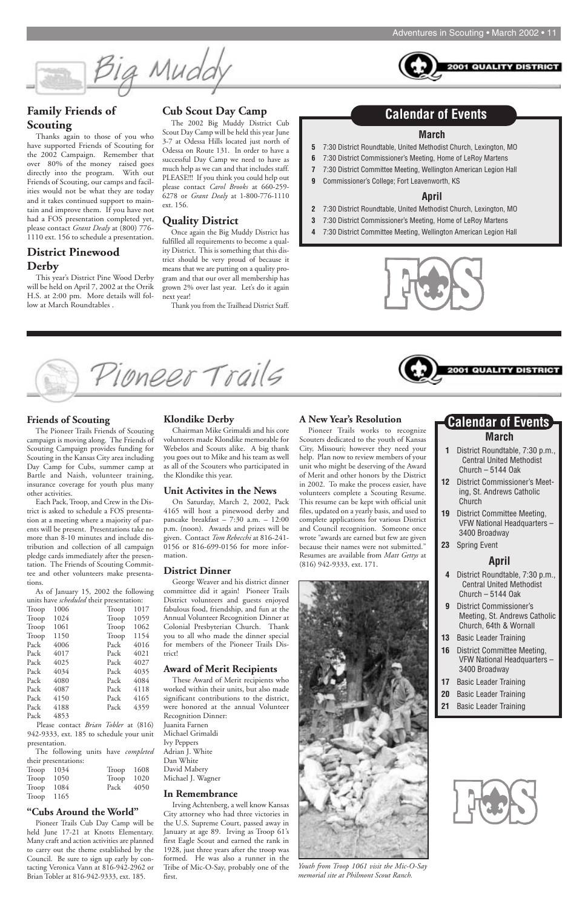# Big Muddy

2001 QUALITY DISTRICT

## Family Friends of Scouting

Thanks again to those of you who have supported Friends of Scouting for the 2002 Campaign. Remember that over 80% of the money raised goes directly into the program. With out Friends of Scouting, our camps and facilities would not be what they are today and it takes continued support to maintain and improve them. If you have not had a FOS presentation completed yet, please contact *Grant Dealy* at (800) 776-1110 ext. 156 to schedule a presentation.

## District Pinewood Derby

This year's District Pine Wood Derby will be held on April 7, 2002 at the Orrik H.S. at 2:00 pm. More details will follow at March Roundtables .

## Cub Scout Day Camp

The 2002 Big Muddy District Cub Scout Day Camp will be held this year June 3-7 at Odessa Hills located just north of Odessa on Route 131. In order to have a successful Day Camp we need to have as much help as we can and that includes staff. PLEASE!!! If you think you could help out please contact *Carol Brooks* at 660-259-6278 or *Grant Dealy* at 1-800-776-1110 ext. 156.

## Quality District

Once again the Big Muddy District has fulfilled all requirements to become a quality District. This is something that this district should be very proud of because it means that we are putting on a quality program and that our over all membership has grown 2% over last year. Let's do it again next year!

Thank you from the Trailhead District Staff.

## Calendar of Events

### March

- **5** 7:30 District Roundtable, United Methodist Church, Lexington, MO
- **6** 7:30 District Commissioner's Meeting, Home of LeRoy Martens
- **7** 7:30 District Committee Meeting, Wellington American Legion Hall
- **9** Commissioner's College; Fort Leavenworth, KS

### April

- **2** 7:30 District Roundtable, United Methodist Church, Lexington, MO
- **3** 7:30 District Commissioner's Meeting, Home of LeRoy Martens
- **4** 7:30 District Committee Meeting, Wellington American Legion Hall

FOS

---

# Pioneer Trails

2001 QUALITY DISTRICT

## Friends of Scouting

The Pioneer Trails Friends of Scouting campaign is moving along. The Friends of Scouting Campaign provides funding for Scouting in the Kansas City area including Day Camp for Cubs, summer camp at Bartle and Naish, volunteer training, insurance coverage for youth plus many other activities.

Each Pack, Troop, and Crew in the District is asked to schedule a FOS presentation at a meeting where a majority of parents will be present. Presentations take no more than 8-10 minutes and include distribution and collection of all campaign pledge cards immediately after the presentation. The Friends of Scouting Committee and other volunteers make presentations.

As of January 15, 2002 the following units have *scheduled* their presentation:

| | | | |
|---|---|---|---|
| Troop | 1006 | Troop | 1017 |
| Troop | 1024 | Troop | 1059 |
| Troop | 1061 | Troop | 1062 |
| Troop | 1150 | Troop | 1154 |
| Pack | 4006 | Pack | 4016 |
| Pack | 4017 | Pack | 4021 |
| Pack | 4025 | Pack | 4027 |
| Pack | 4034 | Pack | 4035 |
| Pack | 4080 | Pack | 4084 |
| Pack | 4087 | Pack | 4118 |
| Pack | 4150 | Pack | 4165 |
| Pack | 4188 | Pack | 4359 |
| Pack | 4853 | | |

Please contact *Brian Tobler* at (816) 942-9333, ext. 185 to schedule your unit presentation.

The following units have *completed* their presentations:

| | | | |
|---|---|---|---|
| Troop | 1034 | Troop | 1608 |
| Troop | 1050 | Troop | 1020 |
| Troop | 1084 | Pack | 4050 |
| Troop | 1165 | | |

## "Cubs Around the World"

Pioneer Trails Cub Day Camp will be held June 17-21 at Knotts Elementary. Many craft and action activities are planned to carry out the theme established by the Council. Be sure to sign up early by contacting Veronica Vann at 816-942-2962 or Brian Tobler at 816-942-9333, ext. 185.

## Klondike Derby

Chairman Mike Grimaldi and his core volunteers made Klondike memorable for Webelos and Scouts alike. A big thank you goes out to Mike and his team as well as all of the Scouters who participated in the Klondike this year.

## Unit Activites in the News

On Saturday, March 2, 2002, Pack 4165 will host a pinewood derby and pancake breakfast – 7:30 a.m. – 12:00 p.m. (noon). Awards and prizes will be given. Contact *Tom Rebecchi* at 816-241-0156 or 816-699-0156 for more information.

## District Dinner

George Weaver and his district dinner committee did it again! Pioneer Trails District volunteers and guests enjoyed fabulous food, friendship, and fun at the Annual Volunteer Recognition Dinner at Colonial Presbyterian Church. Thank you to all who made the dinner special for members of the Pioneer Trails District!

## Award of Merit Recipients

These Award of Merit recipients who worked within their units, but also made significant contributions to the district, were honored at the annual Volunteer Recognition Dinner:

Juanita Farnen
Michael Grimaldi
Ivy Peppers
Adrian J. White
Dan White
David Mabery
Michael J. Wagner

## In Remembrance

Irving Achtenberg, a well know Kansas City attorney who had three victories in the U.S. Supreme Court, passed away in January at age 89. Irving as Troop 61's first Eagle Scout and earned the rank in 1928, just three years after the troop was formed. He was also a runner in the Tribe of Mic-O-Say, probably one of the first.

## A New Year's Resolution

Pioneer Trails works to recognize Scouters dedicated to the youth of Kansas City, Missouri; however they need your help. Plan now to review members of your unit who might be deserving of the Award of Merit and other honors by the District in 2002. To make the process easier, have volunteers complete a Scouting Resume. This resume can be kept with official unit files, updated on a yearly basis, and used to complete applications for various District and Council recognition. Someone once wrote "awards are earned but few are given because their names were not submitted." Resumes are available from *Matt Gettys* at (816) 942-9333, ext. 171.

*Youth from Troop 1061 visit the Mic-O-Say memorial site at Philmont Scout Ranch.*

## Calendar of Events

### March

- **1** District Roundtable, 7:30 p.m., Central United Methodist Church – 5144 Oak
- **12** District Commissioner's Meeting, St. Andrews Catholic Church
- **19** District Committee Meeting, VFW National Headquarters – 3400 Broadway
- **23** Spring Event

### April

- **4** District Roundtable, 7:30 p.m., Central United Methodist Church – 5144 Oak
- **9** District Commissioner's Meeting, St. Andrews Catholic Church, 64th & Wornall
- **13** Basic Leader Training
- **16** District Committee Meeting, VFW National Headquarters – 3400 Broadway
- **17** Basic Leader Training
- **20** Basic Leader Training
- **21** Basic Leader Training

FOS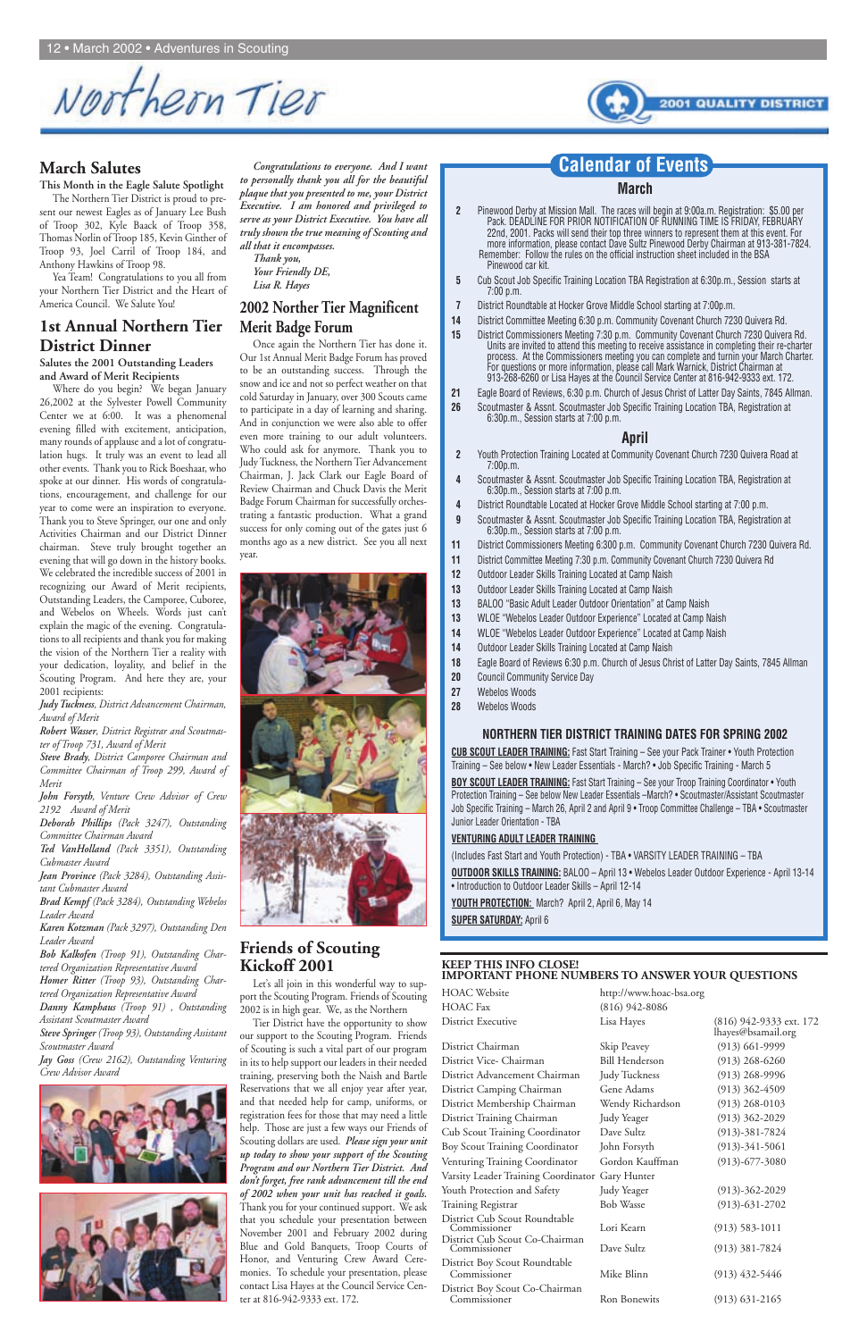# Northern Tier

2001 QUALITY DISTRICT

## March Salutes

**This Month in the Eagle Salute Spotlight**

The Northern Tier District is proud to present our newest Eagles as of January Lee Bush of Troop 302, Kyle Baack of Troop 358, Thomas Norlin of Troop 185, Kevin Ginther of Troop 93, Joel Carril of Troop 184, and Anthony Hawkins of Troop 98.

Yea Team! Congratulations to you all from your Northern Tier District and the Heart of America Council. We Salute You!

## 1st Annual Northern Tier District Dinner

**Salutes the 2001 Outstanding Leaders and Award of Merit Recipients**

Where do you begin? We began January 26,2002 at the Sylvester Powell Community Center we at 6:00. It was a phenomenal evening filled with excitement, anticipation, many rounds of applause and a lot of congratulation hugs. It truly was an event to lead all other events. Thank you to Rick Boeshaar, who spoke at our dinner. His words of congratulations, encouragement, and challenge for our year to come were an inspiration to everyone. Thank you to Steve Springer, our one and only Activities Chairman and our District Dinner chairman. Steve truly brought together an evening that will go down in the history books. We celebrated the incredible success of 2001 in recognizing our Award of Merit recipients, Outstanding Leaders, the Camporee, Cuboree, and Webelos on Wheels. Words just can't explain the magic of the evening. Congratulations to all recipients and thank you for making the vision of the Northern Tier a reality with your dedication, loyalty, and belief in the Scouting Program. And here they are, your 2001 recipients:

***Judy Tuckness**, District Advancement Chairman, Award of Merit*

***Robert Wasser**, District Registrar and Scoutmaster of Troop 731, Award of Merit*

***Steve Brady**, District Camporee Chairman and Committee Chairman of Troop 299, Award of Merit*

***John Forsyth**, Venture Crew Advisor of Crew 2192 Award of Merit*

***Deborah Phillips** (Pack 3247), Outstanding Committee Chairman Award*

***Ted VanHolland** (Pack 3351), Outstanding Cubmaster Award*

***Jean Province** (Pack 3284), Outstanding Assistant Cubmaster Award*

***Brad Kempf** (Pack 3284), Outstanding Webelos Leader Award*

***Karen Kotzman** (Pack 3297), Outstanding Den Leader Award*

***Bob Kalkofen** (Troop 91), Outstanding Chartered Organization Representative Award*

***Homer Ritter** (Troop 93), Outstanding Chartered Organization Representative Award*

***Danny Kamphaus** (Troop 91) , Outstanding Assistant Scoutmaster Award*

***Steve Springer** (Troop 93), Outstanding Assistant Scoutmaster Award*

***Jay Goss** (Crew 2162), Outstanding Venturing Crew Advisor Award*

***Congratulations to everyone. And I want to personally thank you all for the beautiful plaque that you presented to me, your District Executive. I am honored and privileged to serve as your District Executive. You have all truly shown the true meaning of Scouting and all that it encompasses.***

*Thank you,*
*Your Friendly DE,*
*Lisa R. Hayes*

## 2002 Norther Tier Magnificent Merit Badge Forum

Once again the Northern Tier has done it. Our 1st Annual Merit Badge Forum has proved to be an outstanding success. Through the snow and ice and not so perfect weather on that cold Saturday in January, over 300 Scouts came to participate in a day of learning and sharing. And in conjunction we were also able to offer even more training to our adult volunteers. Who could ask for anymore. Thank you to Judy Tuckness, the Northern Tier Advancement Chairman, J. Jack Clark our Eagle Board of Review Chairman and Chuck Davis the Merit Badge Forum Chairman for successfully orchestrating a fantastic production. What a grand success for only coming out of the gates just 6 months ago as a new district. See you all next year.

## Friends of Scouting Kickoff 2001

Let's all join in this wonderful way to support the Scouting Program. Friends of Scouting 2002 is in high gear. We, as the Northern Tier District have the opportunity to show our support to the Scouting Program. Friends of Scouting is such a vital part of our program in its to help support our leaders in their needed training, preserving both the Naish and Bartle Reservations that we all enjoy year after year, and that needed help for camp, uniforms, or registration fees for those that may need a little help. Those are just a few ways our Friends of Scouting dollars are used. ***Please sign your unit up today to show your support of the Scouting Program and our Northern Tier District. And don't forget, free rank advancement till the end of 2002 when your unit has reached it goals.*** Thank you for your continued support. We ask that you schedule your presentation between November 2001 and February 2002 during Blue and Gold Banquets, Troop Courts of Honor, and Venturing Crew Award Ceremonies. To schedule your presentation, please contact Lisa Hayes at the Council Service Center at 816-942-9333 ext. 172.

## Calendar of Events

### March

**2** Pinewood Derby at Mission Mall. The races will begin at 9:00a.m. Registration: $5.00 per Pack. DEADLINE FOR PRIOR NOTIFICATION OF RUNNING TIME IS FRIDAY, FEBRUARY 22nd, 2001. Packs will send their top three winners to represent them at this event. For more information, please contact Dave Sultz Pinewood Derby Chairman at 913-381-7824. Remember: Follow the rules on the official instruction sheet included in the BSA Pinewood car kit.

**5** Cub Scout Job Specific Training Location TBA Registration at 6:30p.m., Session starts at 7:00 p.m.

**7** District Roundtable at Hocker Grove Middle School starting at 7:00p.m.

**14** District Committee Meeting 6:30 p.m. Community Covenant Church 7230 Quivera Rd.

**15** District Commissioners Meeting 7:30 p.m. Community Covenant Church 7230 Quivera Rd. Units are invited to attend this meeting to receive assistance in completing their re-charter process. At the Commissioners meeting you can complete and turnin your March Charter. For questions or more information, please call Mark Warnick, District Chairman at 913-268-6260 or Lisa Hayes at the Council Service Center at 816-942-9333 ext. 172.

**21** Eagle Board of Reviews, 6:30 p.m. Church of Jesus Christ of Latter Day Saints, 7845 Allman.

**26** Scoutmaster & Assnt. Scoutmaster Job Specific Training Location TBA, Registration at 6:30p.m., Session starts at 7:00 p.m.

### April

**2** Youth Protection Training Located at Community Covenant Church 7230 Quivera Road at 7:00p.m.

**4** Scoutmaster & Assnt. Scoutmaster Job Specific Training Location TBA, Registration at 6:30p.m., Session starts at 7:00 p.m.

**4** District Roundtable Located at Hocker Grove Middle School starting at 7:00 p.m.

**9** Scoutmaster & Assnt. Scoutmaster Job Specific Training Location TBA, Registration at 6:30p.m., Session starts at 7:00 p.m.

**11** District Commissioners Meeting 6:300 p.m. Community Covenant Church 7230 Quivera Rd.

**11** District Committee Meeting 7:30 p.m. Community Covenant Church 7230 Quivera Rd

**12** Outdoor Leader Skills Training Located at Camp Naish

**13** Outdoor Leader Skills Training Located at Camp Naish

**13** BALOO "Basic Adult Leader Outdoor Orientation" at Camp Naish

**13** WLOE "Webelos Leader Outdoor Experience" Located at Camp Naish

**14** WLOE "Webelos Leader Outdoor Experience" Located at Camp Naish

**14** Outdoor Leader Skills Training Located at Camp Naish

**18** Eagle Board of Reviews 6:30 p.m. Church of Jesus Christ of Latter Day Saints, 7845 Allman

**20** Council Community Service Day

**27** Webelos Woods

**28** Webelos Woods

### NORTHERN TIER DISTRICT TRAINING DATES FOR SPRING 2002

**CUB SCOUT LEADER TRAINING:** Fast Start Training – See your Pack Trainer • Youth Protection Training – See below • New Leader Essentials - March? • Job Specific Training - March 5

**BOY SCOUT LEADER TRAINING:** Fast Start Training – See your Troop Training Coordinator • Youth Protection Training – See below New Leader Essentials –March? • Scoutmaster/Assistant Scoutmaster Job Specific Training – March 26, April 2 and April 9 • Troop Committee Challenge – TBA • Scoutmaster Junior Leader Orientation - TBA

**VENTURING ADULT LEADER TRAINING**

(Includes Fast Start and Youth Protection) - TBA • VARSITY LEADER TRAINING – TBA

**OUTDOOR SKILLS TRAINING:** BALOO – April 13 • Webelos Leader Outdoor Experience - April 13-14 • Introduction to Outdoor Leader Skills – April 12-14

**YOUTH PROTECTION:** March? April 2, April 6, May 14

**SUPER SATURDAY:** April 6

### KEEP THIS INFO CLOSE! IMPORTANT PHONE NUMBERS TO ANSWER YOUR QUESTIONS

| | | |
|---|---|---|
| HOAC Website | http://www.hoac-bsa.org | |
| HOAC Fax | (816) 942-8086 | |
| District Executive | Lisa Hayes | (816) 942-9333 ext. 172 lhayes@bsamail.org |
| District Chairman | Skip Peavey | (913) 661-9999 |
| District Vice- Chairman | Bill Henderson | (913) 268-6260 |
| District Advancement Chairman | Judy Tuckness | (913) 268-9996 |
| District Camping Chairman | Gene Adams | (913) 362-4509 |
| District Membership Chairman | Wendy Richardson | (913) 268-0103 |
| District Training Chairman | Judy Yeager | (913) 362-2029 |
| Cub Scout Training Coordinator | Dave Sultz | (913)-381-7824 |
| Boy Scout Training Coordinator | John Forsyth | (913)-341-5061 |
| Venturing Training Coordinator | Gordon Kauffman | (913)-677-3080 |
| Varsity Leader Training Coordinator | Gary Hunter | |
| Youth Protection and Safety | Judy Yeager | (913)-362-2029 |
| Training Registrar | Bob Wasse | (913)-631-2702 |
| District Cub Scout Roundtable Commissioner | Lori Kearn | (913) 583-1011 |
| District Cub Scout Co-Chairman Commissioner | Dave Sultz | (913) 381-7824 |
| District Boy Scout Roundtable Commissioner | Mike Blinn | (913) 432-5446 |
| District Boy Scout Co-Chairman Commissioner | Ron Bonewits | (913) 631-2165 |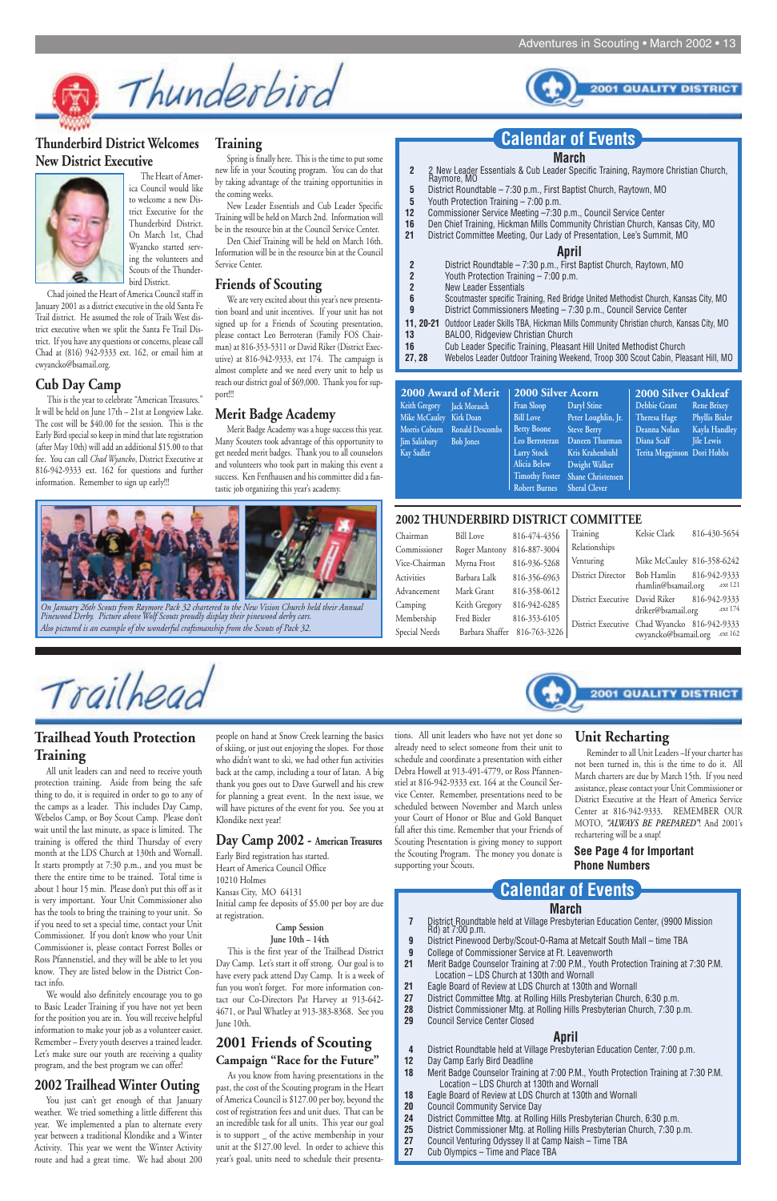# Thunderbird

2001 QUALITY DISTRICT

## Thunderbird District Welcomes New District Executive

The Heart of America Council would like to welcome a new District Executive to the Thunderbird District. On March 1st, Chad Wyancko started serving the volunteers and Scouts of the Thunderbird District.

Chad joined the Heart of America Council staff in January 2001 as a district executive in the old Santa Fe Trail district. He assumed the role of Trails West district executive when we split the Santa Fe Trail District. If you have any questions or concerns, please call Chad at (816) 942-9333 ext. 162, or email him at cwyancko@bsamail.org.

## Cub Day Camp

This is the year to celebrate "American Treasures." It will be held on June 17th – 21st at Longview Lake. The cost will be $40.00 for the session. This is the Early Bird special so keep in mind that late registration (after May 10th) will add an additional $15.00 to that fee. You can call *Chad Wyancko*, District Executive at 816-942-9333 ext. 162 for questions and further information. Remember to sign up early!!!

## Training

Spring is finally here. This is the time to put some new life in your Scouting program. You can do that by taking advantage of the training opportunities in the coming weeks.

New Leader Essentials and Cub Leader Specific Training will be held on March 2nd. Information will be in the resource bin at the Council Service Center.

Den Chief Training will be held on March 16th. Information will be in the resource bin at the Council Service Center.

## Friends of Scouting

We are very excited about this year's new presentation board and unit incentives. If your unit has not signed up for a Friends of Scouting presentation, please contact Leo Berroteran (Family FOS Chairman) at 816-353-5311 or David Riker (District Executive) at 816-942-9333, ext 174. The campaign is almost complete and we need every unit to help us reach our district goal of $69,000. Thank you for support!!!

## Merit Badge Academy

Merit Badge Academy was a huge success this year. Many Scouters took advantage of this opportunity to get needed merit badges. Thank you to all counselors and volunteers who took part in making this event a success. Ken Fenfhausen and his committee did a fantastic job organizing this year's academy.

*On January 26th Scouts from Raymore Pack 32 chartered to the New Vision Church held their Annual Pinewood Derby. Picture above Wolf Scouts proudly display their pinewood derby cars. Also pictured is an example of the wonderful craftsmanship from the Scouts of Pack 32.*

## Calendar of Events

### March

| | |
|---|---|
| 2 | 2 New Leader Essentials & Cub Leader Specific Training, Raymore Christian Church, Raymore, MO |
| 5 | District Roundtable – 7:30 p.m., First Baptist Church, Raytown, MO |
| 5 | Youth Protection Training – 7:00 p.m. |
| 12 | Commissioner Service Meeting –7:30 p.m., Council Service Center |
| 16 | Den Chief Training, Hickman Mills Community Christian Church, Kansas City, MO |
| 21 | District Committee Meeting, Our Lady of Presentation, Lee's Summit, MO |

### April

| | |
|---|---|
| 2 | District Roundtable – 7:30 p.m., First Baptist Church, Raytown, MO |
| 2 | Youth Protection Training – 7:00 p.m. |
| 2 | New Leader Essentials |
| 6 | Scoutmaster specific Training, Red Bridge United Methodist Church, Kansas City, MO |
| 9 | District Commissioners Meeting – 7:30 p.m., Council Service Center |
| 11, 20-21 | Outdoor Leader Skills TBA, Hickman Mills Community Christian church, Kansas City, MO |
| 13 | BALOO, Ridgeview Christian Church |
| 16 | Cub Leader Specific Training, Pleasant Hill United Methodist Church |
| 27, 28 | Webelos Leader Outdoor Training Weekend, Troop 300 Scout Cabin, Pleasant Hill, MO |

### 2000 Award of Merit

Keith Gregory, Jack Morasch, Mike McCauley, Kirk Doan, Morris Coburn, Ronald Descombs, Jim Salisbury, Bob Jones, Kay Sadler

### 2000 Silver Acorn

Fran Sloop, Daryl Stine, Bill Love, Peter Loughlin, Jr., Betty Boone, Steve Berry, Leo Berroteran, Daneen Thurman, Larry Stock, Kris Krahenbuhl, Alicia Belew, Dwight Walker, Timothy Foster, Shane Christensen, Robert Burnes, Sheral Clever

### 2000 Silver Oakleaf

Debbie Grant, Rene Brixey, Theresa Hage, Phyllis Bixler, Deanna Nolan, Kayla Handley, Diana Scalf, Jile Lewis, Terita Megginson, Dori Hobbs

## 2002 THUNDERBIRD DISTRICT COMMITTEE

| Position | Name | Phone |
|---|---|---|
| Chairman | Bill Love | 816-474-4356 |
| Commissioner | Roger Mantony | 816-887-3004 |
| Vice-Chairman | Myrna Frost | 816-936-5268 |
| Activities | Barbara Lalk | 816-356-6963 |
| Advancement | Mark Grant | 816-358-0612 |
| Camping | Keith Gregory | 816-942-6285 |
| Membership | Fred Bixler | 816-353-6105 |
| Special Needs | Barbara Shaffer | 816-763-3226 |
| Training Relationships | Kelsie Clark | 816-430-5654 |
| Venturing | Mike McCauley | 816-358-6242 |
| District Director | Bob Hamlin, rhamlin@bsamail.org | 816-942-9333 ext 121 |
| District Executive | David Riker, driker@bsamail.org | 816-942-9333 ext 174 |
| District Executive | Chad Wyancko, cwyancko@bsamail.org | 816-942-9333 ext 162 |

# Trailhead

2001 QUALITY DISTRICT

## Trailhead Youth Protection Training

All unit leaders can and need to receive youth protection training. Aside from being the safe thing to do, it is required in order to go to any of the camps as a leader. This includes Day Camp, Webelos Camp, or Boy Scout Camp. Please don't wait until the last minute, as space is limited. The training is offered the third Thursday of every month at the LDS Church at 130th and Wornall. It starts promptly at 7:30 p.m., and you must be there the entire time to be trained. Total time is about 1 hour 15 min. Please don't put this off as it is very important. Your Unit Commissioner also has the tools to bring the training to your unit. So if you need to set a special time, please contact your Unit Commissioner. If you don't know who your Unit Commissioner is, please contact Forrest Bolles or Ross Pfannenstiel, and they will be able to let you know. They are listed below in the District Contact info.

We would also definitely encourage you to go to Basic Leader Training if you have not yet been for the position you are in. You will receive helpful information to make your job as a volunteer easier. Remember – Every youth deserves a trained leader. Let's make sure our youth are receiving a quality program, and the best program we can offer!

## 2002 Trailhead Winter Outing

You just can't get enough of that January weather. We tried something a little different this year. We implemented a plan to alternate every year between a traditional Klondike and a Winter Activity. This year we went the Winter Activity route and had a great time. We had about 200 people on hand at Snow Creek learning the basics of skiing, or just out enjoying the slopes. For those who didn't want to ski, we had other fun activities back at the camp, including a tour of Iatan. A big thank you goes out to Dave Gurwell and his crew for planning a great event. In the next issue, we will have pictures of the event for you. See you at Klondike next year!

## Day Camp 2002 - American Treasures

Early Bird registration has started.
Heart of America Council Office
10210 Holmes
Kansas City, MO 64131
Initial camp fee deposits of $5.00 per boy are due at registration.

Camp Session
June 10th – 14th

This is the first year of the Trailhead District Day Camp. Let's start it off strong. Our goal is to have every pack attend Day Camp. It is a week of fun you won't forget. For more information contact our Co-Directors Pat Harvey at 913-642-4671, or Paul Whatley at 913-383-8368. See you June 10th.

## 2001 Friends of Scouting

### Campaign "Race for the Future"

As you know from having presentations in the past, the cost of the Scouting program in the Heart of America Council is $127.00 per boy, beyond the cost of registration fees and unit dues. That can be an incredible task for all units. This year our goal is to support _ of the active membership in your unit at the $127.00 level. In order to achieve this year's goal, units need to schedule their presentations. All unit leaders who have not yet done so already need to select someone from their unit to schedule and coordinate a presentation with either Debra Howell at 913-491-4779, or Ross Pfannenstiel at 816-942-9333 ext. 164 at the Council Service Center. Remember, presentations need to be scheduled between November and March unless your Court of Honor or Blue and Gold Banquet fall after this time. Remember that your Friends of Scouting Presentation is giving money to support the Scouting Program. The money you donate is supporting your Scouts.

## Unit Recharting

Reminder to all Unit Leaders –If your charter has not been turned in, this is the time to do it. All March charters are due by March 15th. If you need assistance, please contact your Unit Commissioner or District Executive at the Heart of America Service Center at 816-942-9333. REMEMBER OUR MOTO, *"ALWAYS BE PREPARED"*! And 2001's rechartering will be a snap!

**See Page 4 for Important Phone Numbers**

## Calendar of Events

### March

| | |
|---|---|
| 7 | District Roundtable held at Village Presbyterian Education Center, (9900 Mission Rd) at 7:00 p.m. |
| 9 | District Pinewood Derby/Scout-O-Rama at Metcalf South Mall – time TBA |
| 9 | College of Commissioner Service at Ft. Leavenworth |
| 21 | Merit Badge Counselor Training at 7:00 P.M., Youth Protection Training at 7:30 P.M. Location – LDS Church at 130th and Wornall |
| 21 | Eagle Board of Review at LDS Church at 130th and Wornall |
| 27 | District Committee Mtg. at Rolling Hills Presbyterian Church, 6:30 p.m. |
| 28 | District Commissioner Mtg. at Rolling Hills Presbyterian Church, 7:30 p.m. |
| 29 | Council Service Center Closed |

### April

| | |
|---|---|
| 4 | District Roundtable held at Village Presbyterian Education Center, 7:00 p.m. |
| 12 | Day Camp Early Bird Deadline |
| 18 | Merit Badge Counselor Training at 7:00 P.M., Youth Protection Training at 7:30 P.M. Location – LDS Church at 130th and Wornall |
| 18 | Eagle Board of Review at LDS Church at 130th and Wornall |
| 20 | Council Community Service Day |
| 24 | District Committee Mtg. at Rolling Hills Presbyterian Church, 6:30 p.m. |
| 25 | District Commissioner Mtg. at Rolling Hills Presbyterian Church, 7:30 p.m. |
| 27 | Council Venturing Odyssey II at Camp Naish – Time TBA |
| 27 | Cub Olympics – Time and Place TBA |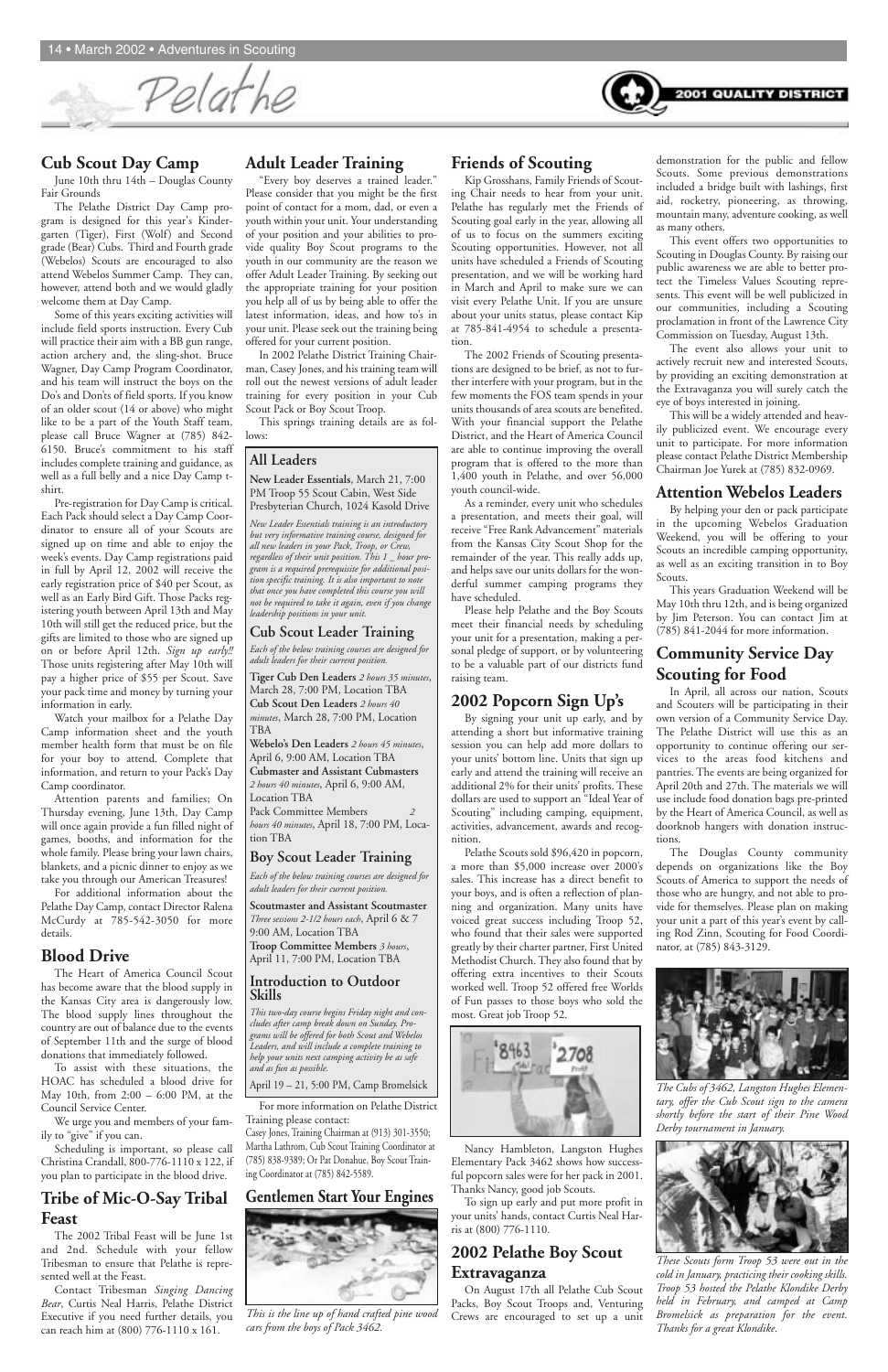# Pelathe

2001 QUALITY DISTRICT

## Cub Scout Day Camp

June 10th thru 14th – Douglas County Fair Grounds

The Pelathe District Day Camp program is designed for this year's Kindergarten (Tiger), First (Wolf) and Second grade (Bear) Cubs. Third and Fourth grade (Webelos) Scouts are encouraged to also attend Webelos Summer Camp. They can, however, attend both and we would gladly welcome them at Day Camp.

Some of this years exciting activities will include field sports instruction. Every Cub will practice their aim with a BB gun range, action archery and, the sling-shot. Bruce Wagner, Day Camp Program Coordinator, and his team will instruct the boys on the Do's and Don'ts of field sports. If you know of an older scout (14 or above) who might like to be a part of the Youth Staff team, please call Bruce Wagner at (785) 842-6150. Bruce's commitment to his staff includes complete training and guidance, as well as a full belly and a nice Day Camp t-shirt.

Pre-registration for Day Camp is critical. Each Pack should select a Day Camp Coordinator to ensure all of your Scouts are signed up on time and able to enjoy the week's events. Day Camp registrations paid in full by April 12, 2002 will receive the early registration price of $40 per Scout, as well as an Early Bird Gift. Those Packs registering youth between April 13th and May 10th will still get the reduced price, but the gifts are limited to those who are signed up on or before April 12th. *Sign up early!!* Those units registering after May 10th will pay a higher price of $55 per Scout. Save your pack time and money by turning your information in early.

Watch your mailbox for a Pelathe Day Camp information sheet and the youth member health form that must be on file for your boy to attend. Complete that information, and return to your Pack's Day Camp coordinator.

Attention parents and families; On Thursday evening, June 13th, Day Camp will once again provide a fun filled night of games, booths, and information for the whole family. Please bring your lawn chairs, blankets, and a picnic dinner to enjoy as we take you through our American Treasures!

For additional information about the Pelathe Day Camp, contact Director Ralena McCurdy at 785-542-3050 for more details.

## Blood Drive

The Heart of America Council Scout has become aware that the blood supply in the Kansas City area is dangerously low. The blood supply lines throughout the country are out of balance due to the events of September 11th and the surge of blood donations that immediately followed.

To assist with these situations, the HOAC has scheduled a blood drive for May 10th, from 2:00 – 6:00 PM, at the Council Service Center.

We urge you and members of your family to "give" if you can.

Scheduling is important, so please call Christina Crandall, 800-776-1110 x 122, if you plan to participate in the blood drive.

## Tribe of Mic-O-Say Tribal Feast

The 2002 Tribal Feast will be June 1st and 2nd. Schedule with your fellow Tribesman to ensure that Pelathe is represented well at the Feast.

Contact Tribesman *Singing Dancing Bear*, Curtis Neal Harris, Pelathe District Executive if you need further details, you can reach him at (800) 776-1110 x 161.

## Adult Leader Training

"Every boy deserves a trained leader." Please consider that you might be the first point of contact for a mom, dad, or even a youth within your unit. Your understanding of your position and your abilities to provide quality Boy Scout programs to the youth in our community are the reason we offer Adult Leader Training. By seeking out the appropriate training for your position you help all of us by being able to offer the latest information, ideas, and how to's in your unit. Please seek out the training being offered for your current position.

In 2002 Pelathe District Training Chairman, Casey Jones, and his training team will roll out the newest versions of adult leader training for every position in your Cub Scout Pack or Boy Scout Troop.

This springs training details are as follows:

### All Leaders

**New Leader Essentials**, March 21, 7:00 PM Troop 55 Scout Cabin, West Side Presbyterian Church, 1024 Kasold Drive

*New Leader Essentials training is an introductory but very informative training course, designed for all new leaders in your Pack, Troop, or Crew, regardless of their unit position. This 1 _ hour program is a required prerequisite for additional position specific training. It is also important to note that once you have completed this course you will not be required to take it again, even if you change leadership positions in your unit.*

### Cub Scout Leader Training

*Each of the below training courses are designed for adults leaders for their current position.*

**Tiger Cub Den Leaders** *2 hours 35 minutes*, March 28, 7:00 PM, Location TBA

**Cub Scout Den Leaders** *2 hours 40 minutes*, March 28, 7:00 PM, Location TBA

**Webelo's Den Leaders** *2 hours 45 minutes*, April 6, 9:00 AM, Location TBA

**Cubmaster and Assistant Cubmasters** *2 hours 40 minutes*, April 6, 9:00 AM, Location TBA

Pack Committee Members *2 hours 40 minutes*, April 18, 7:00 PM, Location TBA

### Boy Scout Leader Training

*Each of the below training courses are designed for adults leaders for their current position.*

**Scoutmaster and Assistant Scoutmaster** *Three sessions 2-1/2 hours each*, April 6 & 7 9:00 AM, Location TBA

**Troop Committee Members** *3 hours*, April 11, 7:00 PM, Location TBA

### Introduction to Outdoor Skills

*This two-day course begins Friday night and concludes after camp break down on Sunday. Programs will be offered for both Scout and Webelos Leaders, and will include a complete training to help your units next camping activity be as safe and as fun as possible.*

April 19 – 21, 5:00 PM, Camp Bromelsick

For more information on Pelathe District Training please contact:

Casey Jones, Training Chairman at (913) 301-3550; Martha Lathrom, Cub Scout Training Coordinator at (785) 838-9389; Or Pat Donahue, Boy Scout Training Coordinator at (785) 842-5589.

## Gentlemen Start Your Engines

*This is the line up of hand crafted pine wood cars from the boys of Pack 3462.*

## Friends of Scouting

Kip Grosshans, Family Friends of Scouting Chair needs to hear from your unit. Pelathe has regularly met the Friends of Scouting goal early in the year, allowing all of us to focus on the summers exciting Scouting opportunities. However, not all units have scheduled a Friends of Scouting presentation, and we will be working hard in March and April to make sure we can visit every Pelathe Unit. If you are unsure about your units status, please contact Kip at 785-841-4954 to schedule a presentation.

The 2002 Friends of Scouting presentations are designed to be brief, as not to further interfere with your program, but in the few moments the FOS team spends in your units thousands of area scouts are benefited. With your financial support the Pelathe District, and the Heart of America Council are able to continue improving the overall program that is offered to the more than 1,400 youth in Pelathe, and over 56,000 youth council-wide.

As a reminder, every unit who schedules a presentation, and meets their goal, will receive "Free Rank Advancement" materials from the Kansas City Scout Shop for the remainder of the year. This really adds up, and helps save our units dollars for the wonderful summer camping programs they have scheduled.

Please help Pelathe and the Boy Scouts meet their financial needs by scheduling your unit for a presentation, making a personal pledge of support, or by volunteering to be a valuable part of our districts fund raising team.

## 2002 Popcorn Sign Up's

By signing your unit up early, and by attending a short but informative training session you can help add more dollars to your units' bottom line. Units that sign up early and attend the training will receive an additional 2% for their units' profits. These dollars are used to support an "Ideal Year of Scouting" including camping, equipment, activities, advancement, awards and recognition.

Pelathe Scouts sold $96,420 in popcorn, a more than $5,000 increase over 2000's sales. This increase has a direct benefit to your boys, and is often a reflection of planning and organization. Many units have voiced great success including Troop 52, who found that their sales were supported greatly by their charter partner, First United Methodist Church. They also found that by offering extra incentives to their Scouts worked well. Troop 52 offered free Worlds of Fun passes to those boys who sold the most. Great job Troop 52.

Nancy Hambleton, Langston Hughes Elementary Pack 3462 shows how successful popcorn sales were for her pack in 2001. Thanks Nancy, good job Scouts.

To sign up early and put more profit in your units' hands, contact Curtis Neal Harris at (800) 776-1110.

## 2002 Pelathe Boy Scout Extravaganza

On August 17th all Pelathe Cub Scout Packs, Boy Scout Troops and, Venturing Crews are encouraged to set up a unit demonstration for the public and fellow Scouts. Some previous demonstrations included a bridge built with lashings, first aid, rocketry, pioneering, as throwing, mountain many, adventure cooking, as well as many others.

This event offers two opportunities to Scouting in Douglas County. By raising our public awareness we are able to better protect the Timeless Values Scouting represents. This event will be well publicized in our communities, including a Scouting proclamation in front of the Lawrence City Commission on Tuesday, August 13th.

The event also allows your unit to actively recruit new and interested Scouts, by providing an exciting demonstration at the Extravaganza you will surely catch the eye of boys interested in joining.

This will be a widely attended and heavily publicized event. We encourage every unit to participate. For more information please contact Pelathe District Membership Chairman Joe Yurek at (785) 832-0969.

## Attention Webelos Leaders

By helping your den or pack participate in the upcoming Webelos Graduation Weekend, you will be offering to your Scouts an incredible camping opportunity, as well as an exciting transition in to Boy Scouts.

This years Graduation Weekend will be May 10th thru 12th, and is being organized by Jim Peterson. You can contact Jim at (785) 841-2044 for more information.

## Community Service Day Scouting for Food

In April, all across our nation, Scouts and Scouters will be participating in their own version of a Community Service Day. The Pelathe District will use this as an opportunity to continue offering our services to the areas food kitchens and pantries. The events are being organized for April 20th and 27th. The materials we will use include food donation bags pre-printed by the Heart of America Council, as well as doorknob hangers with donation instructions.

The Douglas County community depends on organizations like the Boy Scouts of America to support the needs of those who are hungry, and not able to provide for themselves. Please plan on making your unit a part of this year's event by calling Rod Zinn, Scouting for Food Coordinator, at (785) 843-3129.

*The Cubs of 3462, Langston Hughes Elementary, offer the Cub Scout sign to the camera shortly before the start of their Pine Wood Derby tournament in January.*

*These Scouts form Troop 53 were out in the cold in January, practicing their cooking skills. Troop 53 hosted the Pelathe Klondike Derby held in February, and camped at Camp Bromelsick as preparation for the event. Thanks for a great Klondike.*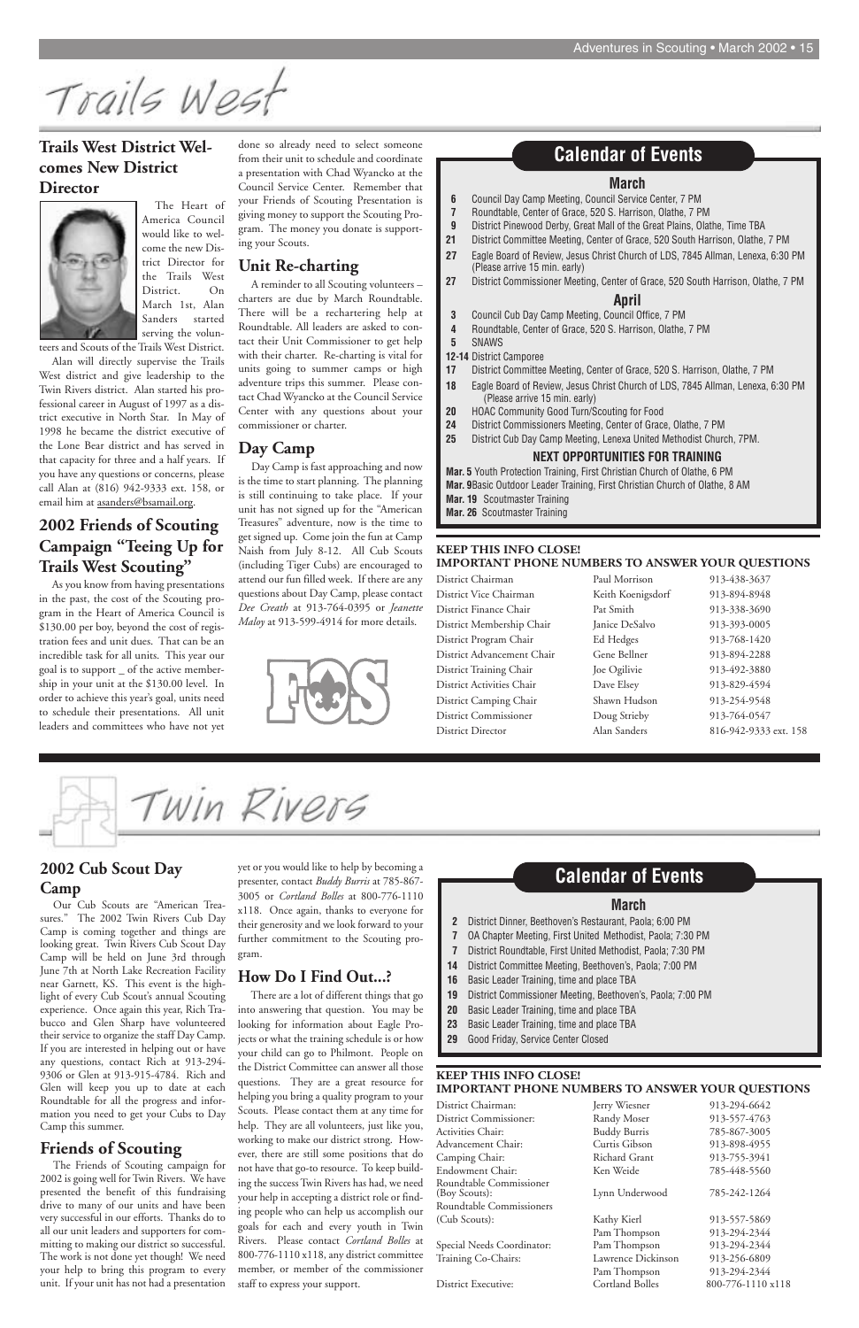# Trails West

## Trails West District Welcomes New District Director

The Heart of America Council would like to welcome the new District Director for the Trails West District. On March 1st, Alan Sanders started serving the volunteers and Scouts of the Trails West District.

Alan will directly supervise the Trails West district and give leadership to the Twin Rivers district. Alan started his professional career in August of 1997 as a district executive in North Star. In May of 1998 he became the district executive of the Lone Bear district and has served in that capacity for three and a half years. If you have any questions or concerns, please call Alan at (816) 942-9333 ext. 158, or email him at asanders@bsamail.org.

## 2002 Friends of Scouting Campaign "Teeing Up for Trails West Scouting"

As you know from having presentations in the past, the cost of the Scouting program in the Heart of America Council is $130.00 per boy, beyond the cost of registration fees and unit dues. That can be an incredible task for all units. This year our goal is to support _ of the active membership in your unit at the $130.00 level. In order to achieve this year's goal, units need to schedule their presentations. All unit leaders and committees who have not yet done so already need to select someone from their unit to schedule and coordinate a presentation with Chad Wyancko at the Council Service Center. Remember that your Friends of Scouting Presentation is giving money to support the Scouting Program. The money you donate is supporting your Scouts.

## Unit Re-charting

A reminder to all Scouting volunteers – charters are due by March Roundtable. There will be a rechartering help at Roundtable. All leaders are asked to contact their Unit Commissioner to get help with their charter. Re-charting is vital for units going to summer camps or high adventure trips this summer. Please contact Chad Wyancko at the Council Service Center with any questions about your commissioner or charter.

## Day Camp

Day Camp is fast approaching and now is the time to start planning. The planning is still continuing to take place. If your unit has not signed up for the "American Treasures" adventure, now is the time to get signed up. Come join the fun at Camp Naish from July 8-12. All Cub Scouts (including Tiger Cubs) are encouraged to attend our fun filled week. If there are any questions about Day Camp, please contact *Dee Creath* at 913-764-0395 or *Jeanette Maloy* at 913-599-4914 for more details.

## Calendar of Events

### March

- **6** Council Day Camp Meeting, Council Service Center, 7 PM
- **7** Roundtable, Center of Grace, 520 S. Harrison, Olathe, 7 PM
- **9** District Pinewood Derby, Great Mall of the Great Plains, Olathe, Time TBA
- **21** District Committee Meeting, Center of Grace, 520 South Harrison, Olathe, 7 PM
- **27** Eagle Board of Review, Jesus Christ Church of LDS, 7845 Allman, Lenexa, 6:30 PM (Please arrive 15 min. early)
- **27** District Commissioner Meeting, Center of Grace, 520 South Harrison, Olathe, 7 PM

### April

- **3** Council Cub Day Camp Meeting, Council Office, 7 PM
- **4** Roundtable, Center of Grace, 520 S. Harrison, Olathe, 7 PM
- **5** SNAWS
- **12-14** District Camporee
- **17** District Committee Meeting, Center of Grace, 520 S. Harrison, Olathe, 7 PM
- **18** Eagle Board of Review, Jesus Christ Church of LDS, 7845 Allman, Lenexa, 6:30 PM (Please arrive 15 min. early)
- **20** HOAC Community Good Turn/Scouting for Food
- **24** District Commissioners Meeting, Center of Grace, Olathe, 7 PM
- **25** District Cub Day Camp Meeting, Lenexa United Methodist Church, 7PM.

### NEXT OPPORTUNITIES FOR TRAINING

- **Mar. 5** Youth Protection Training, First Christian Church of Olathe, 6 PM
- **Mar. 9** Basic Outdoor Leader Training, First Christian Church of Olathe, 8 AM
- **Mar. 19** Scoutmaster Training
- **Mar. 26** Scoutmaster Training

### KEEP THIS INFO CLOSE! IMPORTANT PHONE NUMBERS TO ANSWER YOUR QUESTIONS

| Position | Name | Phone |
|---|---|---|
| District Chairman | Paul Morrison | 913-438-3637 |
| District Vice Chairman | Keith Koenigsdorf | 913-894-8948 |
| District Finance Chair | Pat Smith | 913-338-3690 |
| District Membership Chair | Janice DeSalvo | 913-393-0005 |
| District Program Chair | Ed Hedges | 913-768-1420 |
| District Advancement Chair | Gene Bellner | 913-894-2288 |
| District Training Chair | Joe Ogilivie | 913-492-3880 |
| District Activities Chair | Dave Elsey | 913-829-4594 |
| District Camping Chair | Shawn Hudson | 913-254-9548 |
| District Commissioner | Doug Strieby | 913-764-0547 |
| District Director | Alan Sanders | 816-942-9333 ext. 158 |

# Twin Rivers

## 2002 Cub Scout Day Camp

Our Cub Scouts are "American Treasures." The 2002 Twin Rivers Cub Day Camp is coming together and things are looking great. Twin Rivers Cub Scout Day Camp will be held on June 3rd through June 7th at North Lake Recreation Facility near Garnett, KS. This event is the highlight of every Cub Scout's annual Scouting experience. Once again this year, Rich Trabucco and Glen Sharp have volunteered their service to organize the staff Day Camp. If you are interested in helping out or have any questions, contact Rich at 913-294-9306 or Glen at 913-915-4784. Rich and Glen will keep you up to date at each Roundtable for all the progress and information you need to get your Cubs to Day Camp this summer.

## Friends of Scouting

The Friends of Scouting campaign for 2002 is going well for Twin Rivers. We have presented the benefit of this fundraising drive to many of our units and have been very successful in our efforts. Thanks to do all our unit leaders and supporters for committing to making our district so successful. The work is not done yet though! We need your help to bring this program to every unit. If your unit has not had a presentation yet or you would like to help by becoming a presenter, contact *Buddy Burris* at 785-867-3005 or *Cortland Bolles* at 800-776-1110 x118. Once again, thanks to everyone for their generosity and we look forward to your further commitment to the Scouting program.

## How Do I Find Out...?

There are a lot of different things that go into answering that question. You may be looking for information about Eagle Projects or what the training schedule is or how your child can go to Philmont. People on the District Committee can answer all those questions. They are a great resource for helping you bring a quality program to your Scouts. Please contact them at any time for help. They are all volunteers, just like you, working to make our district strong. However, there are still some positions that do not have that go-to resource. To keep building the success Twin Rivers has had, we need your help in accepting a district role or finding people who can help us accomplish our goals for each and every youth in Twin Rivers. Please contact *Cortland Bolles* at 800-776-1110 x118, any district committee member, or member of the commissioner staff to express your support.

## Calendar of Events

### March

- **2** District Dinner, Beethoven's Restaurant, Paola; 6:00 PM
- **7** OA Chapter Meeting, First United Methodist, Paola; 7:30 PM
- **7** District Roundtable, First United Methodist, Paola; 7:30 PM
- **14** District Committee Meeting, Beethoven's, Paola; 7:00 PM
- **16** Basic Leader Training, time and place TBA
- **19** District Commissioner Meeting, Beethoven's, Paola; 7:00 PM
- **20** Basic Leader Training, time and place TBA
- **23** Basic Leader Training, time and place TBA
- **29** Good Friday, Service Center Closed

### KEEP THIS INFO CLOSE! IMPORTANT PHONE NUMBERS TO ANSWER YOUR QUESTIONS

| Position | Name | Phone |
|---|---|---|
| District Chairman: | Jerry Wiesner | 913-294-6642 |
| District Commissioner: | Randy Moser | 913-557-4763 |
| Activities Chair: | Buddy Burris | 785-867-3005 |
| Advancement Chair: | Curtis Gibson | 913-898-4955 |
| Camping Chair: | Richard Grant | 913-755-3941 |
| Endowment Chair: | Ken Weide | 785-448-5560 |
| Roundtable Commissioner (Boy Scouts): | Lynn Underwood | 785-242-1264 |
| Roundtable Commissioners (Cub Scouts): | Kathy Kierl | 913-557-5869 |
| | Pam Thompson | 913-294-2344 |
| Special Needs Coordinator: | Pam Thompson | 913-294-2344 |
| Training Co-Chairs: | Lawrence Dickinson | 913-256-6809 |
| | Pam Thompson | 913-294-2344 |
| District Executive: | Cortland Bolles | 800-776-1110 x118 |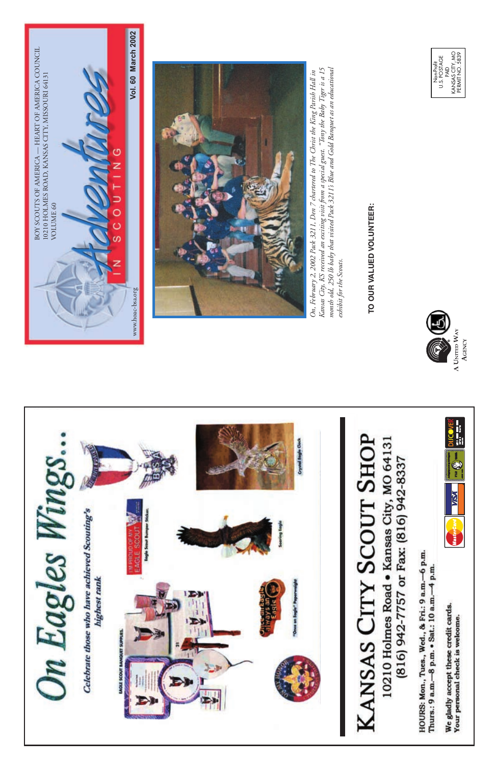BOY SCOUTS OF AMERICA — HEART OF AMERICA COUNCIL
10210 HOLMES ROAD, KANSAS CITY, MISSOURI 64131
VOLUME 60

# Adventures IN SCOUTING

www.hoac-bsa.org

Vol. 60 March 2002

*On February 2, 2002 Pack 3211, Den 7 chartered to The Christ the King Parish Hall in Kansas City, KS received an exciting visit from a special guest. "Tony the Baby Tiger is a 15 month old, 250 lb baby that visited Pack 3211's Blue and Gold Banquet as an educational exhibit for the Scouts.*

TO OUR VALUED VOLUNTEER:

A United Way Agency

Non-Profit
U.S. POSTAGE
PAID
KANSAS CITY, MO
PERMIT NO. 5839

# On Eagles Wings...

*Celebrate those who have achieved Scouting's highest rank*

Eagle Scout Banquet Supplies

Eagle Scout Bumper Sticker

Soaring Eagle

Crystal Eagle Clock

"Once an Eagle" Paperweight

# KANSAS CITY SCOUT SHOP

10210 Holmes Road • Kansas City, MO 64131
(816) 942-7757 or Fax: (816) 942-8337

HOURS: Mon., Tues., Wed., & Fri.: 9 a.m.—6 p.m.
Thurs.: 9 a.m.—8 p.m. • Sat.: 10 a.m.—4 p.m.

We gladly accept these credit cards.
Your personal check is welcome.